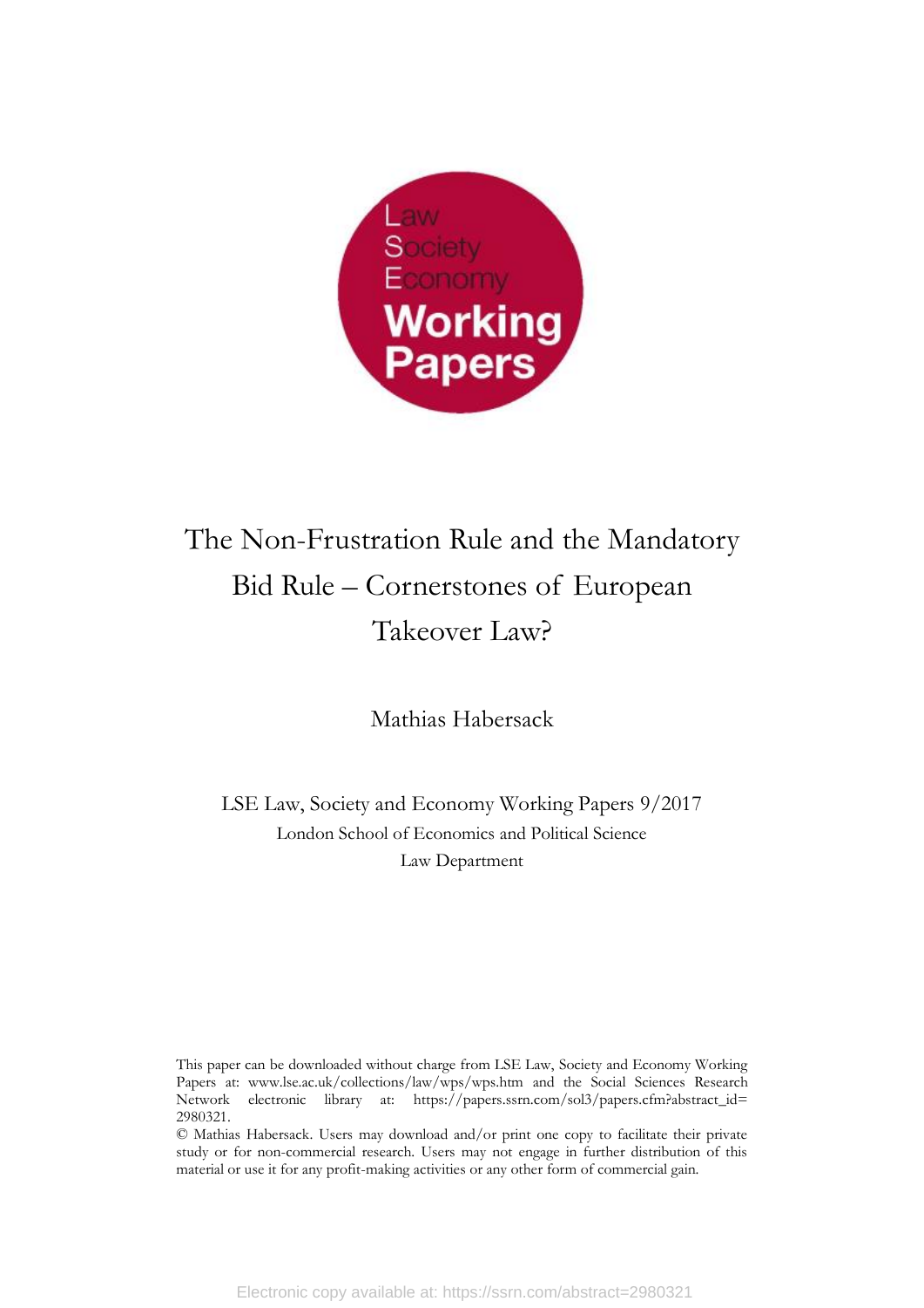Law
Society
Economy
**Working Papers**

# The Non-Frustration Rule and the Mandatory Bid Rule – Cornerstones of European Takeover Law?

Mathias Habersack

LSE Law, Society and Economy Working Papers 9/2017
London School of Economics and Political Science
Law Department

This paper can be downloaded without charge from LSE Law, Society and Economy Working Papers at: www.lse.ac.uk/collections/law/wps/wps.htm and the Social Sciences Research Network electronic library at: https://papers.ssrn.com/sol3/papers.cfm?abstract_id=2980321.

© Mathias Habersack. Users may download and/or print one copy to facilitate their private study or for non-commercial research. Users may not engage in further distribution of this material or use it for any profit-making activities or any other form of commercial gain.

Electronic copy available at: https://ssrn.com/abstract=2980321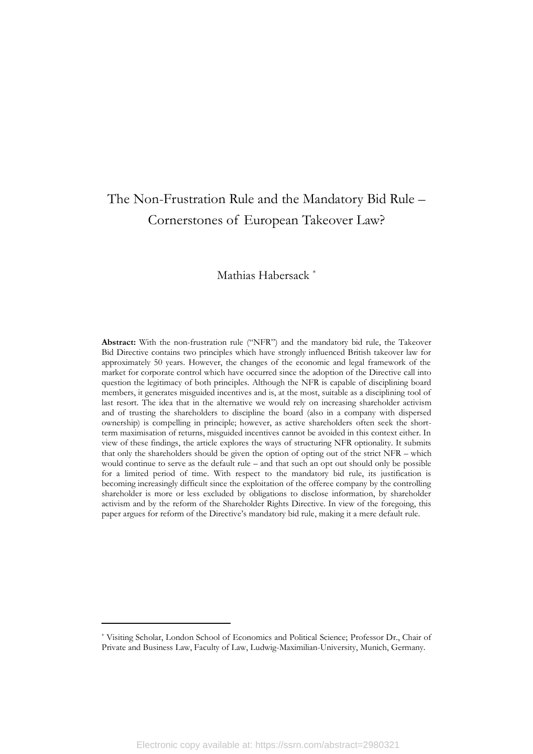# The Non-Frustration Rule and the Mandatory Bid Rule – Cornerstones of European Takeover Law?

Mathias Habersack [*]

**Abstract:** With the non-frustration rule ("NFR") and the mandatory bid rule, the Takeover Bid Directive contains two principles which have strongly influenced British takeover law for approximately 50 years. However, the changes of the economic and legal framework of the market for corporate control which have occurred since the adoption of the Directive call into question the legitimacy of both principles. Although the NFR is capable of disciplining board members, it generates misguided incentives and is, at the most, suitable as a disciplining tool of last resort. The idea that in the alternative we would rely on increasing shareholder activism and of trusting the shareholders to discipline the board (also in a company with dispersed ownership) is compelling in principle; however, as active shareholders often seek the short-term maximisation of returns, misguided incentives cannot be avoided in this context either. In view of these findings, the article explores the ways of structuring NFR optionality. It submits that only the shareholders should be given the option of opting out of the strict NFR – which would continue to serve as the default rule – and that such an opt out should only be possible for a limited period of time. With respect to the mandatory bid rule, its justification is becoming increasingly difficult since the exploitation of the offeree company by the controlling shareholder is more or less excluded by obligations to disclose information, by shareholder activism and by the reform of the Shareholder Rights Directive. In view of the foregoing, this paper argues for reform of the Directive's mandatory bid rule, making it a mere default rule.

---

[*] Visiting Scholar, London School of Economics and Political Science; Professor Dr., Chair of Private and Business Law, Faculty of Law, Ludwig-Maximilian-University, Munich, Germany.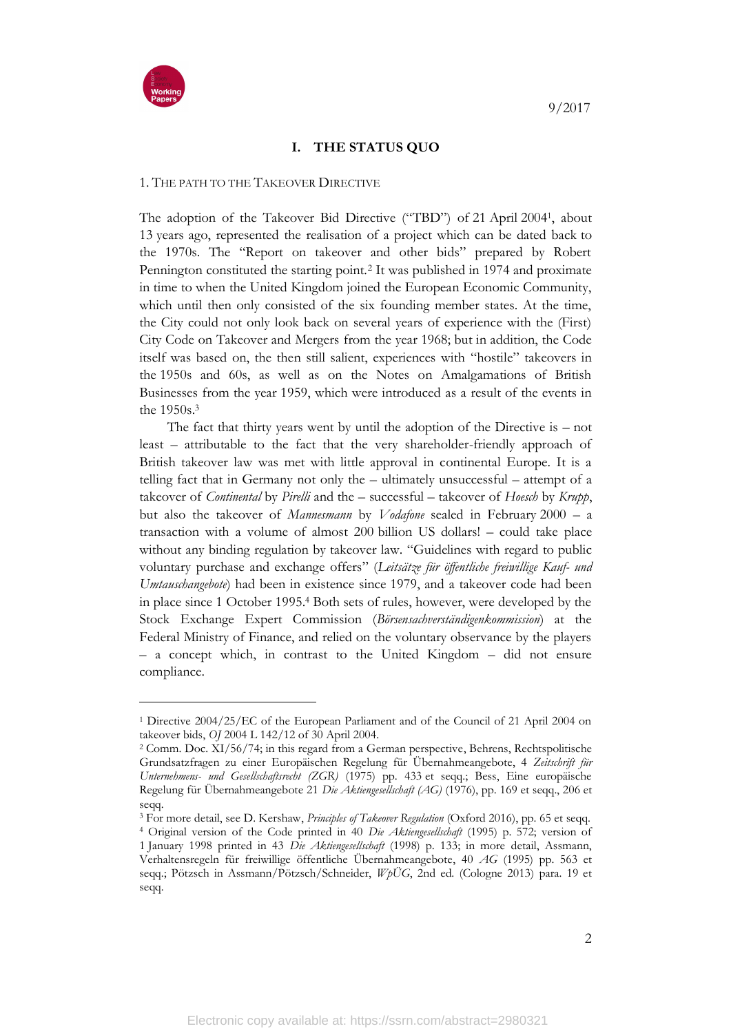## I. THE STATUS QUO

### 1. The Path to the Takeover Directive

The adoption of the Takeover Bid Directive ("TBD") of 21 April 2004[1], about 13 years ago, represented the realisation of a project which can be dated back to the 1970s. The "Report on takeover and other bids" prepared by Robert Pennington constituted the starting point.[2] It was published in 1974 and proximate in time to when the United Kingdom joined the European Economic Community, which until then only consisted of the six founding member states. At the time, the City could not only look back on several years of experience with the (First) City Code on Takeover and Mergers from the year 1968; but in addition, the Code itself was based on, the then still salient, experiences with "hostile" takeovers in the 1950s and 60s, as well as on the Notes on Amalgamations of British Businesses from the year 1959, which were introduced as a result of the events in the 1950s.[3]

The fact that thirty years went by until the adoption of the Directive is – not least – attributable to the fact that the very shareholder-friendly approach of British takeover law was met with little approval in continental Europe. It is a telling fact that in Germany not only the – ultimately unsuccessful – attempt of a takeover of *Continental* by *Pirelli* and the – successful – takeover of *Hoesch* by *Krupp*, but also the takeover of *Mannesmann* by *Vodafone* sealed in February 2000 – a transaction with a volume of almost 200 billion US dollars! – could take place without any binding regulation by takeover law. "Guidelines with regard to public voluntary purchase and exchange offers" (*Leitsätze für öffentliche freiwillige Kauf- und Umtauschangebote*) had been in existence since 1979, and a takeover code had been in place since 1 October 1995.[4] Both sets of rules, however, were developed by the Stock Exchange Expert Commission (*Börsensachverständigenkommission*) at the Federal Ministry of Finance, and relied on the voluntary observance by the players – a concept which, in contrast to the United Kingdom – did not ensure compliance.

---

[1] Directive 2004/25/EC of the European Parliament and of the Council of 21 April 2004 on takeover bids, *OJ* 2004 L 142/12 of 30 April 2004.

[2] Comm. Doc. XI/56/74; in this regard from a German perspective, Behrens, Rechtspolitische Grundsatzfragen zu einer Europäischen Regelung für Übernahmeangebote, 4 *Zeitschrift für Unternehmens- und Gesellschaftsrecht (ZGR)* (1975) pp. 433 et seqq.; Bess, Eine europäische Regelung für Übernahmeangebote 21 *Die Aktiengesellschaft (AG)* (1976), pp. 169 et seqq., 206 et seqq.

[3] For more detail, see D. Kershaw, *Principles of Takeover Regulation* (Oxford 2016), pp. 65 et seqq.

[4] Original version of the Code printed in 40 *Die Aktiengesellschaft* (1995) p. 572; version of 1 January 1998 printed in 43 *Die Aktiengesellschaft* (1998) p. 133; in more detail, Assmann, Verhaltensregeln für freiwillige öffentliche Übernahmeangebote, 40 *AG* (1995) pp. 563 et seqq.; Pötzsch in Assmann/Pötzsch/Schneider, *WpÜG*, 2nd ed. (Cologne 2013) para. 19 et seqq.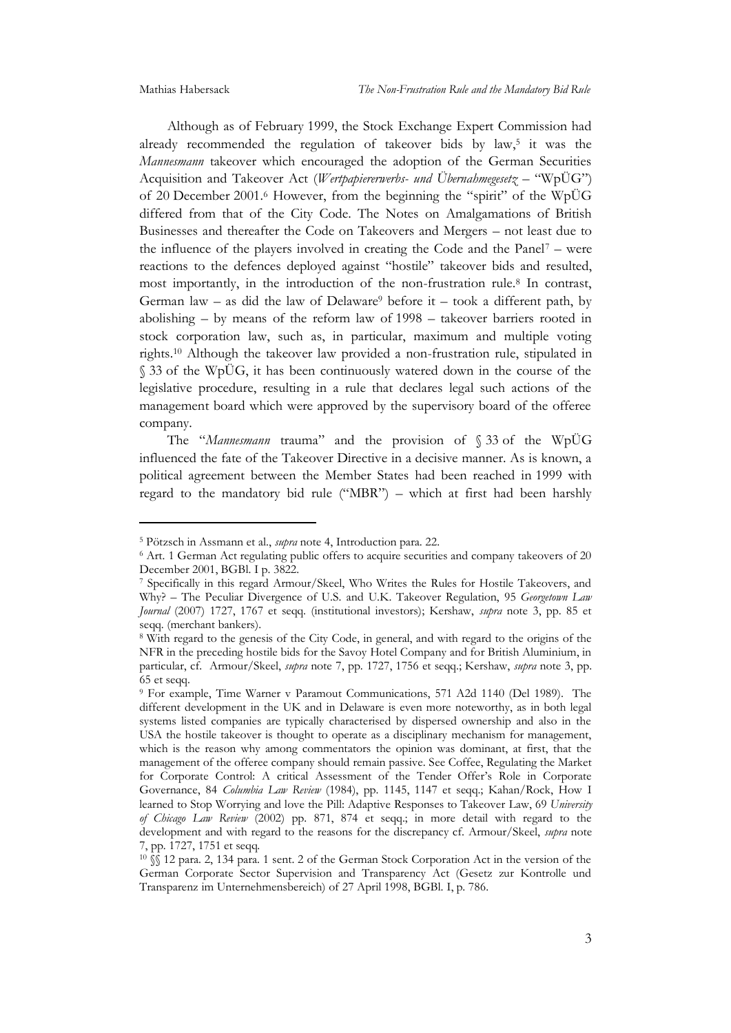Although as of February 1999, the Stock Exchange Expert Commission had already recommended the regulation of takeover bids by law,[5] it was the *Mannesmann* takeover which encouraged the adoption of the German Securities Acquisition and Takeover Act (*Wertpapiererwerbs- und Übernahmegesetz* – "WpÜG") of 20 December 2001.[6] However, from the beginning the "spirit" of the WpÜG differed from that of the City Code. The Notes on Amalgamations of British Businesses and thereafter the Code on Takeovers and Mergers – not least due to the influence of the players involved in creating the Code and the Panel[7] – were reactions to the defences deployed against "hostile" takeover bids and resulted, most importantly, in the introduction of the non-frustration rule.[8] In contrast, German law – as did the law of Delaware[9] before it – took a different path, by abolishing – by means of the reform law of 1998 – takeover barriers rooted in stock corporation law, such as, in particular, maximum and multiple voting rights.[10] Although the takeover law provided a non-frustration rule, stipulated in § 33 of the WpÜG, it has been continuously watered down in the course of the legislative procedure, resulting in a rule that declares legal such actions of the management board which were approved by the supervisory board of the offeree company.

The "*Mannesmann* trauma" and the provision of § 33 of the WpÜG influenced the fate of the Takeover Directive in a decisive manner. As is known, a political agreement between the Member States had been reached in 1999 with regard to the mandatory bid rule ("MBR") – which at first had been harshly

---

[5] Pötzsch in Assmann et al., *supra* note 4, Introduction para. 22.

[6] Art. 1 German Act regulating public offers to acquire securities and company takeovers of 20 December 2001, BGBl. I p. 3822.

[7] Specifically in this regard Armour/Skeel, Who Writes the Rules for Hostile Takeovers, and Why? – The Peculiar Divergence of U.S. and U.K. Takeover Regulation, 95 *Georgetown Law Journal* (2007) 1727, 1767 et seqq. (institutional investors); Kershaw, *supra* note 3, pp. 85 et seqq. (merchant bankers).

[8] With regard to the genesis of the City Code, in general, and with regard to the origins of the NFR in the preceding hostile bids for the Savoy Hotel Company and for British Aluminium, in particular, cf. Armour/Skeel, *supra* note 7, pp. 1727, 1756 et seqq.; Kershaw, *supra* note 3, pp. 65 et seqq.

[9] For example, Time Warner v Paramout Communications, 571 A2d 1140 (Del 1989). The different development in the UK and in Delaware is even more noteworthy, as in both legal systems listed companies are typically characterised by dispersed ownership and also in the USA the hostile takeover is thought to operate as a disciplinary mechanism for management, which is the reason why among commentators the opinion was dominant, at first, that the management of the offeree company should remain passive. See Coffee, Regulating the Market for Corporate Control: A critical Assessment of the Tender Offer's Role in Corporate Governance, 84 *Columbia Law Review* (1984), pp. 1145, 1147 et seqq.; Kahan/Rock, How I learned to Stop Worrying and love the Pill: Adaptive Responses to Takeover Law, 69 *University of Chicago Law Review* (2002) pp. 871, 874 et seqq.; in more detail with regard to the development and with regard to the reasons for the discrepancy cf. Armour/Skeel, *supra* note 7, pp. 1727, 1751 et seqq.

[10] §§ 12 para. 2, 134 para. 1 sent. 2 of the German Stock Corporation Act in the version of the German Corporate Sector Supervision and Transparency Act (Gesetz zur Kontrolle und Transparenz im Unternehmensbereich) of 27 April 1998, BGBl. I, p. 786.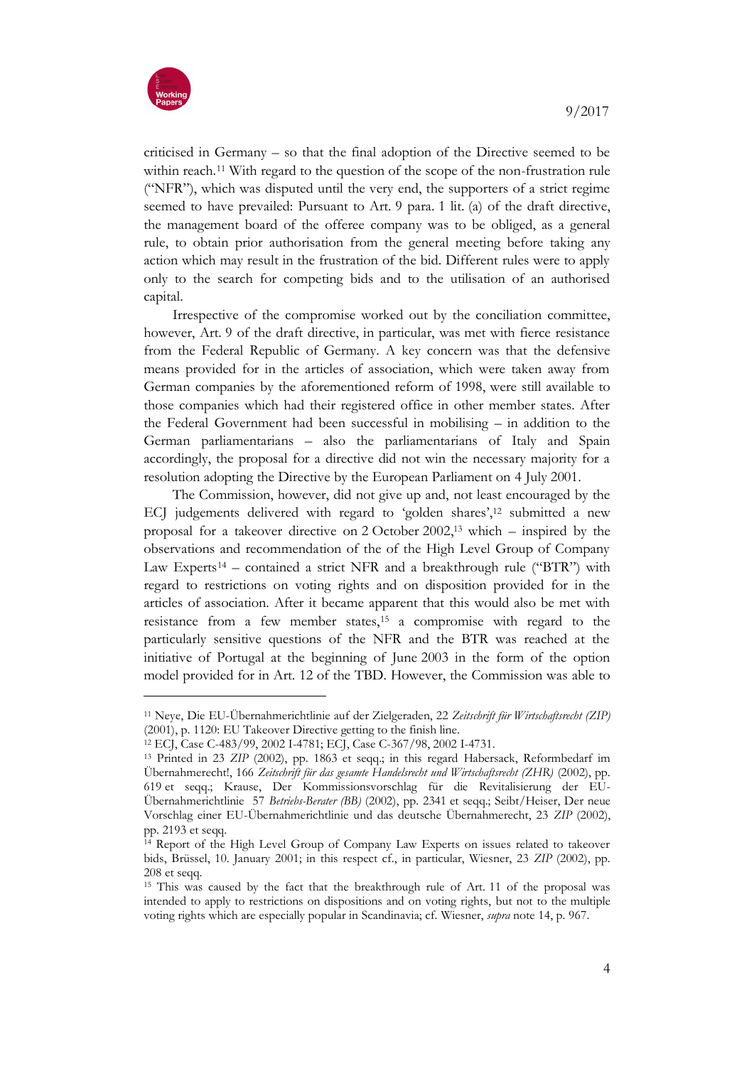criticised in Germany – so that the final adoption of the Directive seemed to be within reach.[11] With regard to the question of the scope of the non-frustration rule ("NFR"), which was disputed until the very end, the supporters of a strict regime seemed to have prevailed: Pursuant to Art. 9 para. 1 lit. (a) of the draft directive, the management board of the offeree company was to be obliged, as a general rule, to obtain prior authorisation from the general meeting before taking any action which may result in the frustration of the bid. Different rules were to apply only to the search for competing bids and to the utilisation of an authorised capital.

Irrespective of the compromise worked out by the conciliation committee, however, Art. 9 of the draft directive, in particular, was met with fierce resistance from the Federal Republic of Germany. A key concern was that the defensive means provided for in the articles of association, which were taken away from German companies by the aforementioned reform of 1998, were still available to those companies which had their registered office in other member states. After the Federal Government had been successful in mobilising – in addition to the German parliamentarians – also the parliamentarians of Italy and Spain accordingly, the proposal for a directive did not win the necessary majority for a resolution adopting the Directive by the European Parliament on 4 July 2001.

The Commission, however, did not give up and, not least encouraged by the ECJ judgements delivered with regard to 'golden shares',[12] submitted a new proposal for a takeover directive on 2 October 2002,[13] which – inspired by the observations and recommendation of the of the High Level Group of Company Law Experts[14] – contained a strict NFR and a breakthrough rule ("BTR") with regard to restrictions on voting rights and on disposition provided for in the articles of association. After it became apparent that this would also be met with resistance from a few member states,[15] a compromise with regard to the particularly sensitive questions of the NFR and the BTR was reached at the initiative of Portugal at the beginning of June 2003 in the form of the option model provided for in Art. 12 of the TBD. However, the Commission was able to

---

[11] Neye, Die EU-Übernahmerichtlinie auf der Zielgeraden, 22 *Zeitschrift für Wirtschaftsrecht (ZIP)* (2001), p. 1120: EU Takeover Directive getting to the finish line.

[12] ECJ, Case C-483/99, 2002 I-4781; ECJ, Case C-367/98, 2002 I-4731.

[13] Printed in 23 *ZIP* (2002), pp. 1863 et seqq.; in this regard Habersack, Reformbedarf im Übernahmerecht!, 166 *Zeitschrift für das gesamte Handelsrecht und Wirtschaftsrecht (ZHR)* (2002), pp. 619 et seqq.; Krause, Der Kommissionsvorschlag für die Revitalisierung der EU-Übernahmerichtlinie 57 *Betriebs-Berater (BB)* (2002), pp. 2341 et seqq.; Seibt/Heiser, Der neue Vorschlag einer EU-Übernahmerichtlinie und das deutsche Übernahmerecht, 23 *ZIP* (2002), pp. 2193 et seqq.

[14] Report of the High Level Group of Company Law Experts on issues related to takeover bids, Brüssel, 10. January 2001; in this respect cf., in particular, Wiesner, 23 *ZIP* (2002), pp. 208 et seqq.

[15] This was caused by the fact that the breakthrough rule of Art. 11 of the proposal was intended to apply to restrictions on dispositions and on voting rights, but not to the multiple voting rights which are especially popular in Scandinavia; cf. Wiesner, *supra* note 14, p. 967.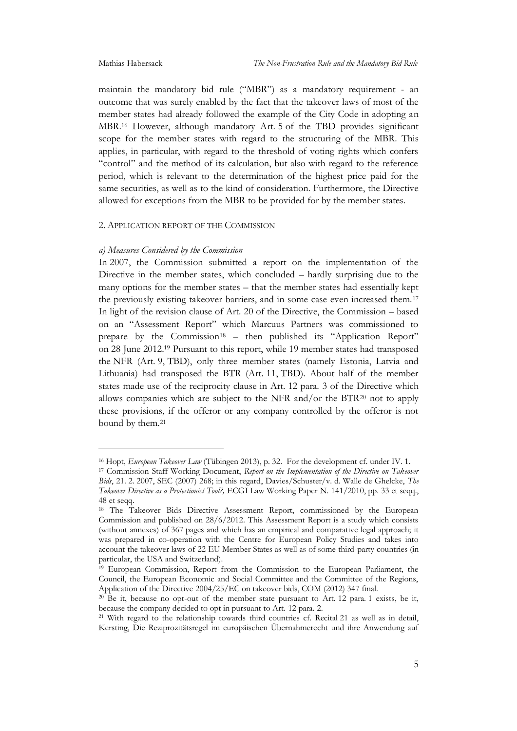maintain the mandatory bid rule ("MBR") as a mandatory requirement - an outcome that was surely enabled by the fact that the takeover laws of most of the member states had already followed the example of the City Code in adopting an MBR.[16] However, although mandatory Art. 5 of the TBD provides significant scope for the member states with regard to the structuring of the MBR. This applies, in particular, with regard to the threshold of voting rights which confers "control" and the method of its calculation, but also with regard to the reference period, which is relevant to the determination of the highest price paid for the same securities, as well as to the kind of consideration. Furthermore, the Directive allowed for exceptions from the MBR to be provided for by the member states.

### 2. Application Report of the Commission

#### *a) Measures Considered by the Commission*

In 2007, the Commission submitted a report on the implementation of the Directive in the member states, which concluded – hardly surprising due to the many options for the member states – that the member states had essentially kept the previously existing takeover barriers, and in some case even increased them.[17] In light of the revision clause of Art. 20 of the Directive, the Commission – based on an "Assessment Report" which Marcuus Partners was commissioned to prepare by the Commission[18] – then published its "Application Report" on 28 June 2012.[19] Pursuant to this report, while 19 member states had transposed the NFR (Art. 9, TBD), only three member states (namely Estonia, Latvia and Lithuania) had transposed the BTR (Art. 11, TBD). About half of the member states made use of the reciprocity clause in Art. 12 para. 3 of the Directive which allows companies which are subject to the NFR and/or the BTR[20] not to apply these provisions, if the offeror or any company controlled by the offeror is not bound by them.[21]

---

[16] Hopt, *European Takeover Law* (Tübingen 2013), p. 32. For the development cf. under IV. 1.

[17] Commission Staff Working Document, *Report on the Implementation of the Directive on Takeover Bids*, 21. 2. 2007, SEC (2007) 268; in this regard, Davies/Schuster/v. d. Walle de Ghelcke, *The Takeover Directive as a Protectionist Tool?,* ECGI Law Working Paper N. 141/2010, pp. 33 et seqq., 48 et seqq.

[18] The Takeover Bids Directive Assessment Report, commissioned by the European Commission and published on 28/6/2012. This Assessment Report is a study which consists (without annexes) of 367 pages and which has an empirical and comparative legal approach; it was prepared in co-operation with the Centre for European Policy Studies and takes into account the takeover laws of 22 EU Member States as well as of some third-party countries (in particular, the USA and Switzerland).

[19] European Commission, Report from the Commission to the European Parliament, the Council, the European Economic and Social Committee and the Committee of the Regions, Application of the Directive 2004/25/EC on takeover bids, COM (2012) 347 final.

[20] Be it, because no opt-out of the member state pursuant to Art. 12 para. 1 exists, be it, because the company decided to opt in pursuant to Art. 12 para. 2.

[21] With regard to the relationship towards third countries cf. Recital 21 as well as in detail, Kersting, Die Reziprozitätsregel im europäischen Übernahmerecht und ihre Anwendung auf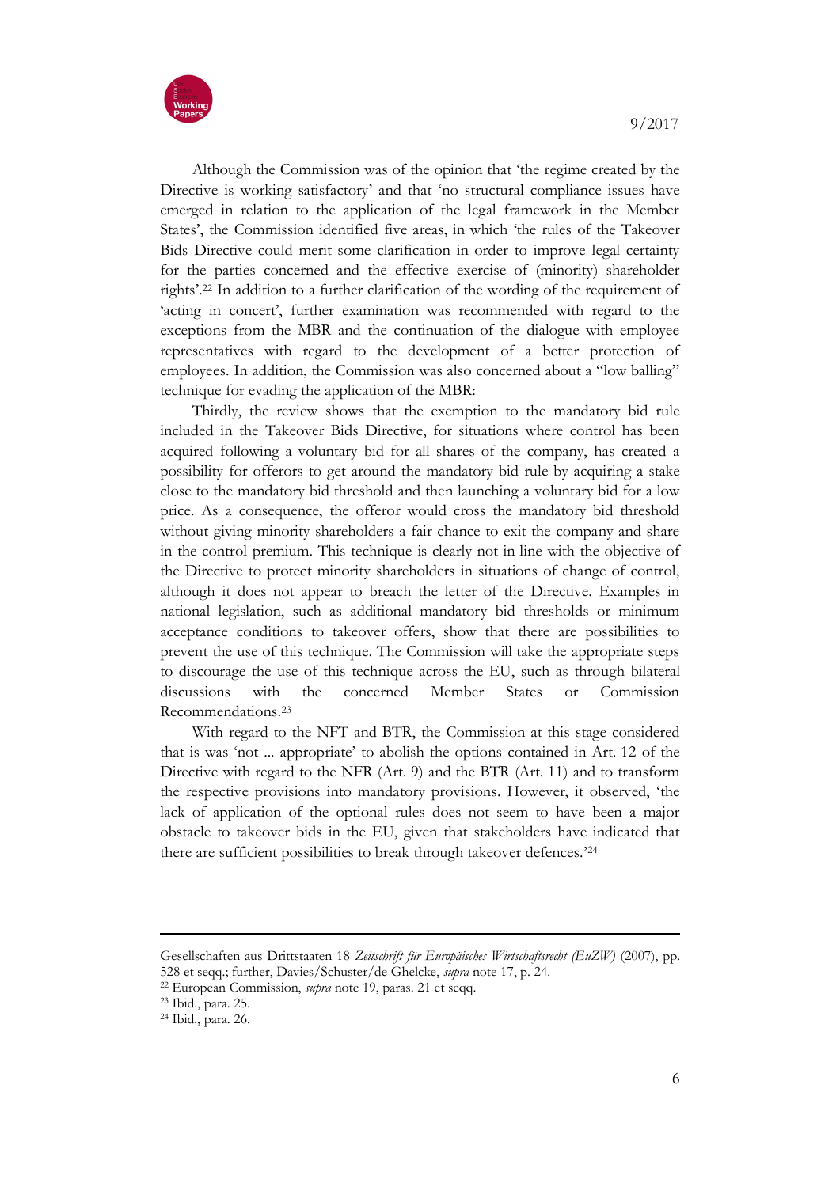Although the Commission was of the opinion that 'the regime created by the Directive is working satisfactory' and that 'no structural compliance issues have emerged in relation to the application of the legal framework in the Member States', the Commission identified five areas, in which 'the rules of the Takeover Bids Directive could merit some clarification in order to improve legal certainty for the parties concerned and the effective exercise of (minority) shareholder rights'.[22] In addition to a further clarification of the wording of the requirement of 'acting in concert', further examination was recommended with regard to the exceptions from the MBR and the continuation of the dialogue with employee representatives with regard to the development of a better protection of employees. In addition, the Commission was also concerned about a "low balling" technique for evading the application of the MBR:

Thirdly, the review shows that the exemption to the mandatory bid rule included in the Takeover Bids Directive, for situations where control has been acquired following a voluntary bid for all shares of the company, has created a possibility for offerors to get around the mandatory bid rule by acquiring a stake close to the mandatory bid threshold and then launching a voluntary bid for a low price. As a consequence, the offeror would cross the mandatory bid threshold without giving minority shareholders a fair chance to exit the company and share in the control premium. This technique is clearly not in line with the objective of the Directive to protect minority shareholders in situations of change of control, although it does not appear to breach the letter of the Directive. Examples in national legislation, such as additional mandatory bid thresholds or minimum acceptance conditions to takeover offers, show that there are possibilities to prevent the use of this technique. The Commission will take the appropriate steps to discourage the use of this technique across the EU, such as through bilateral discussions with the concerned Member States or Commission Recommendations.[23]

With regard to the NFT and BTR, the Commission at this stage considered that is was 'not ... appropriate' to abolish the options contained in Art. 12 of the Directive with regard to the NFR (Art. 9) and the BTR (Art. 11) and to transform the respective provisions into mandatory provisions. However, it observed, 'the lack of application of the optional rules does not seem to have been a major obstacle to takeover bids in the EU, given that stakeholders have indicated that there are sufficient possibilities to break through takeover defences.'[24]

---

Gesellschaften aus Drittstaaten 18 *Zeitschrift für Europäisches Wirtschaftsrecht (EuZW)* (2007), pp. 528 et seqq.; further, Davies/Schuster/de Ghelcke, *supra* note 17, p. 24.

[22] European Commission, *supra* note 19, paras. 21 et seqq.

[23] Ibid., para. 25.

[24] Ibid., para. 26.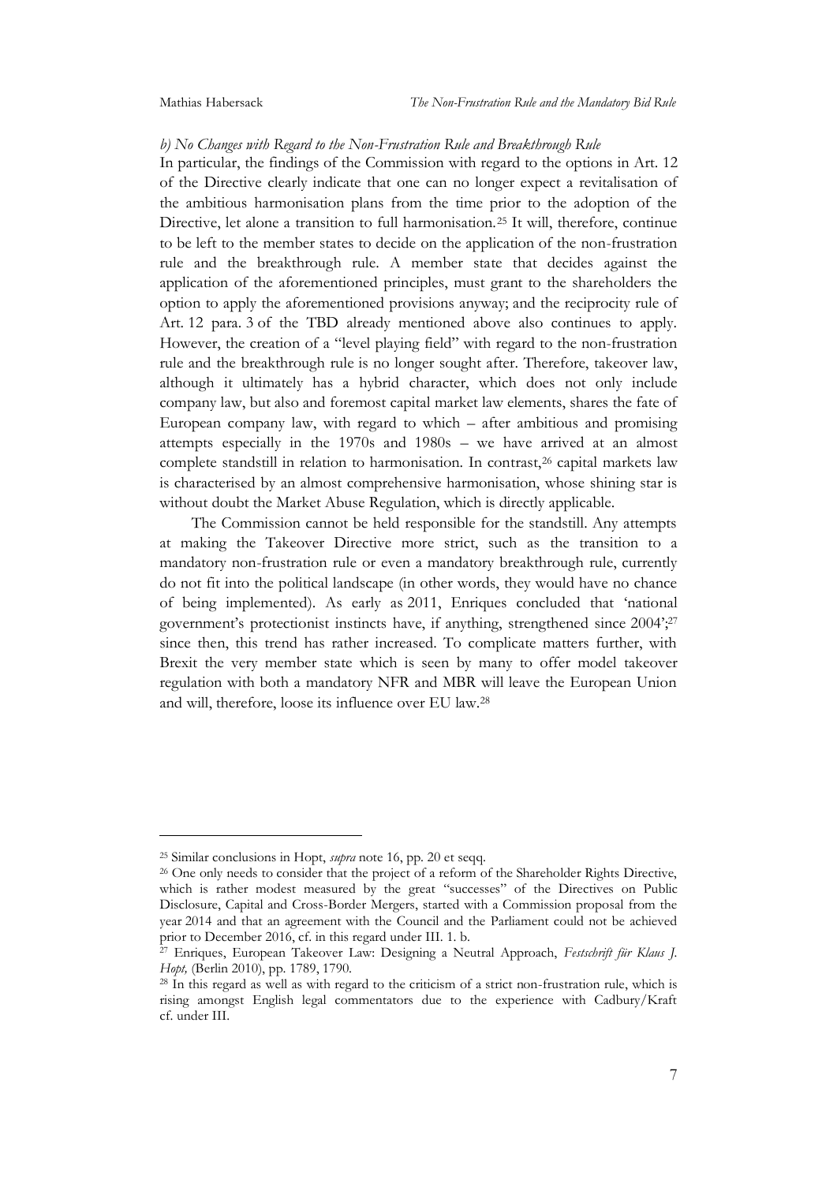*b) No Changes with Regard to the Non-Frustration Rule and Breakthrough Rule*

In particular, the findings of the Commission with regard to the options in Art. 12 of the Directive clearly indicate that one can no longer expect a revitalisation of the ambitious harmonisation plans from the time prior to the adoption of the Directive, let alone a transition to full harmonisation.[25] It will, therefore, continue to be left to the member states to decide on the application of the non-frustration rule and the breakthrough rule. A member state that decides against the application of the aforementioned principles, must grant to the shareholders the option to apply the aforementioned provisions anyway; and the reciprocity rule of Art. 12 para. 3 of the TBD already mentioned above also continues to apply. However, the creation of a "level playing field" with regard to the non-frustration rule and the breakthrough rule is no longer sought after. Therefore, takeover law, although it ultimately has a hybrid character, which does not only include company law, but also and foremost capital market law elements, shares the fate of European company law, with regard to which – after ambitious and promising attempts especially in the 1970s and 1980s – we have arrived at an almost complete standstill in relation to harmonisation. In contrast,[26] capital markets law is characterised by an almost comprehensive harmonisation, whose shining star is without doubt the Market Abuse Regulation, which is directly applicable.

The Commission cannot be held responsible for the standstill. Any attempts at making the Takeover Directive more strict, such as the transition to a mandatory non-frustration rule or even a mandatory breakthrough rule, currently do not fit into the political landscape (in other words, they would have no chance of being implemented). As early as 2011, Enriques concluded that 'national government's protectionist instincts have, if anything, strengthened since 2004';[27] since then, this trend has rather increased. To complicate matters further, with Brexit the very member state which is seen by many to offer model takeover regulation with both a mandatory NFR and MBR will leave the European Union and will, therefore, loose its influence over EU law.[28]

---

[25] Similar conclusions in Hopt, *supra* note 16, pp. 20 et seqq.

[26] One only needs to consider that the project of a reform of the Shareholder Rights Directive, which is rather modest measured by the great "successes" of the Directives on Public Disclosure, Capital and Cross-Border Mergers, started with a Commission proposal from the year 2014 and that an agreement with the Council and the Parliament could not be achieved prior to December 2016, cf. in this regard under III. 1. b.

[27] Enriques, European Takeover Law: Designing a Neutral Approach, *Festschrift für Klaus J. Hopt,* (Berlin 2010), pp. 1789, 1790.

[28] In this regard as well as with regard to the criticism of a strict non-frustration rule, which is rising amongst English legal commentators due to the experience with Cadbury/Kraft cf. under III.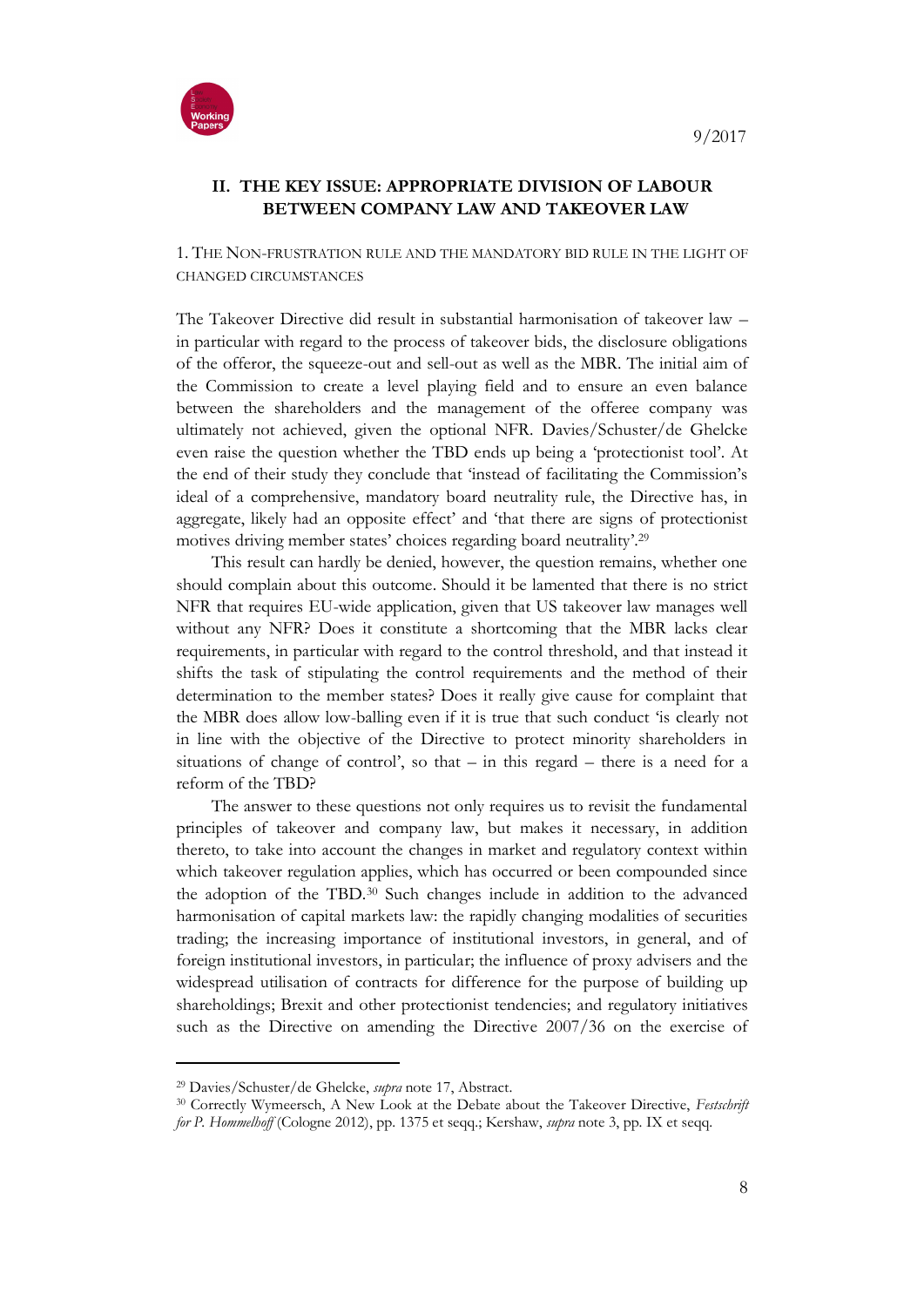## II. THE KEY ISSUE: APPROPRIATE DIVISION OF LABOUR BETWEEN COMPANY LAW AND TAKEOVER LAW

### 1. THE NON-FRUSTRATION RULE AND THE MANDATORY BID RULE IN THE LIGHT OF CHANGED CIRCUMSTANCES

The Takeover Directive did result in substantial harmonisation of takeover law – in particular with regard to the process of takeover bids, the disclosure obligations of the offeror, the squeeze-out and sell-out as well as the MBR. The initial aim of the Commission to create a level playing field and to ensure an even balance between the shareholders and the management of the offeree company was ultimately not achieved, given the optional NFR. Davies/Schuster/de Ghelcke even raise the question whether the TBD ends up being a 'protectionist tool'. At the end of their study they conclude that 'instead of facilitating the Commission's ideal of a comprehensive, mandatory board neutrality rule, the Directive has, in aggregate, likely had an opposite effect' and 'that there are signs of protectionist motives driving member states' choices regarding board neutrality'.[29]

This result can hardly be denied, however, the question remains, whether one should complain about this outcome. Should it be lamented that there is no strict NFR that requires EU-wide application, given that US takeover law manages well without any NFR? Does it constitute a shortcoming that the MBR lacks clear requirements, in particular with regard to the control threshold, and that instead it shifts the task of stipulating the control requirements and the method of their determination to the member states? Does it really give cause for complaint that the MBR does allow low-balling even if it is true that such conduct 'is clearly not in line with the objective of the Directive to protect minority shareholders in situations of change of control', so that – in this regard – there is a need for a reform of the TBD?

The answer to these questions not only requires us to revisit the fundamental principles of takeover and company law, but makes it necessary, in addition thereto, to take into account the changes in market and regulatory context within which takeover regulation applies, which has occurred or been compounded since the adoption of the TBD.[30] Such changes include in addition to the advanced harmonisation of capital markets law: the rapidly changing modalities of securities trading; the increasing importance of institutional investors, in general, and of foreign institutional investors, in particular; the influence of proxy advisers and the widespread utilisation of contracts for difference for the purpose of building up shareholdings; Brexit and other protectionist tendencies; and regulatory initiatives such as the Directive on amending the Directive 2007/36 on the exercise of

---

[29] Davies/Schuster/de Ghelcke, *supra* note 17, Abstract.

[30] Correctly Wymeersch, A New Look at the Debate about the Takeover Directive, *Festschrift for P. Hommelhoff* (Cologne 2012), pp. 1375 et seqq.; Kershaw, *supra* note 3, pp. IX et seqq.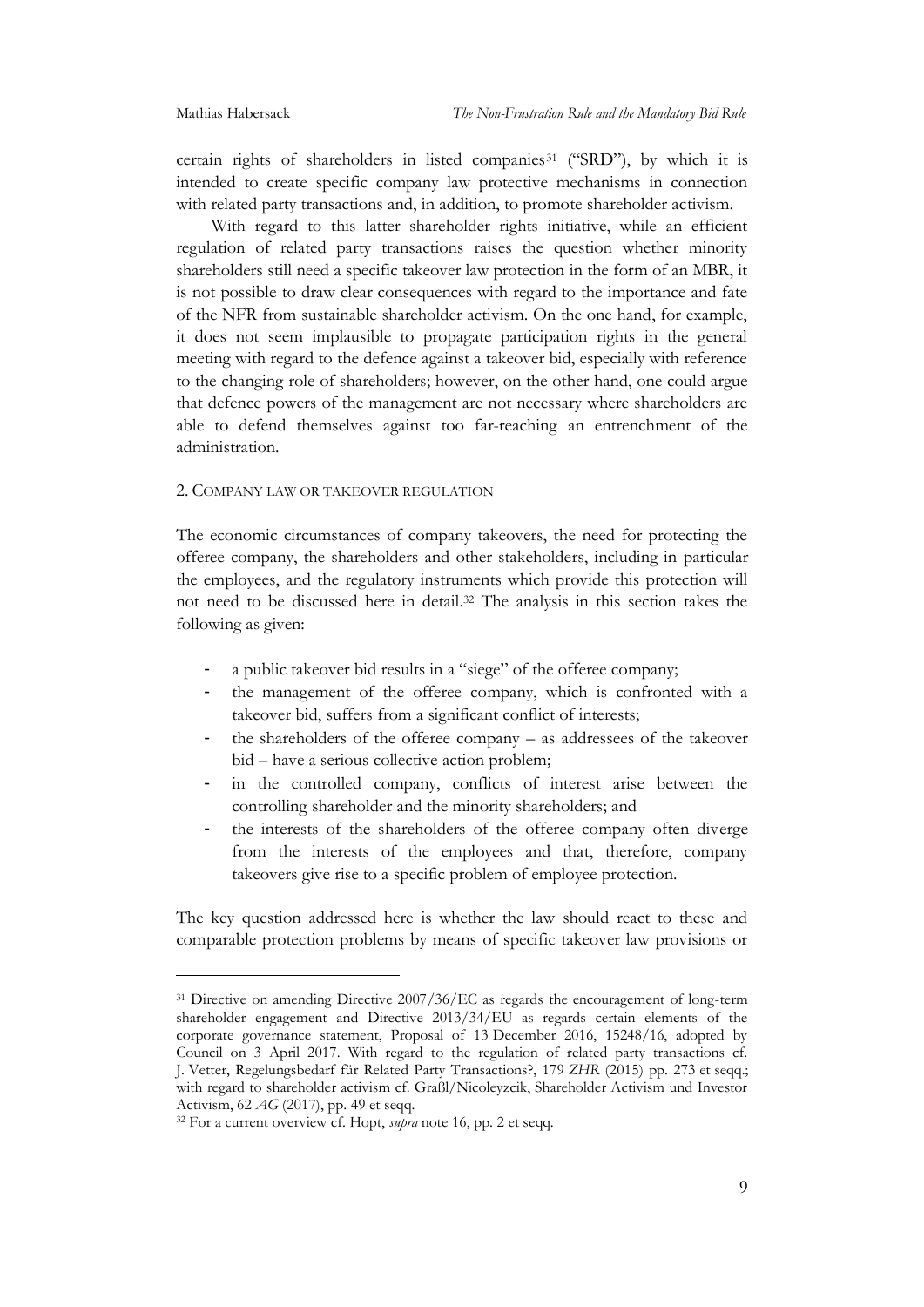certain rights of shareholders in listed companies[31] ("SRD"), by which it is intended to create specific company law protective mechanisms in connection with related party transactions and, in addition, to promote shareholder activism.

With regard to this latter shareholder rights initiative, while an efficient regulation of related party transactions raises the question whether minority shareholders still need a specific takeover law protection in the form of an MBR, it is not possible to draw clear consequences with regard to the importance and fate of the NFR from sustainable shareholder activism. On the one hand, for example, it does not seem implausible to propagate participation rights in the general meeting with regard to the defence against a takeover bid, especially with reference to the changing role of shareholders; however, on the other hand, one could argue that defence powers of the management are not necessary where shareholders are able to defend themselves against too far-reaching an entrenchment of the administration.

## 2. Company law or takeover regulation

The economic circumstances of company takeovers, the need for protecting the offeree company, the shareholders and other stakeholders, including in particular the employees, and the regulatory instruments which provide this protection will not need to be discussed here in detail.[32] The analysis in this section takes the following as given:

- a public takeover bid results in a "siege" of the offeree company;
- the management of the offeree company, which is confronted with a takeover bid, suffers from a significant conflict of interests;
- the shareholders of the offeree company – as addressees of the takeover bid – have a serious collective action problem;
- in the controlled company, conflicts of interest arise between the controlling shareholder and the minority shareholders; and
- the interests of the shareholders of the offeree company often diverge from the interests of the employees and that, therefore, company takeovers give rise to a specific problem of employee protection.

The key question addressed here is whether the law should react to these and comparable protection problems by means of specific takeover law provisions or

---

[31] Directive on amending Directive 2007/36/EC as regards the encouragement of long-term shareholder engagement and Directive 2013/34/EU as regards certain elements of the corporate governance statement, Proposal of 13 December 2016, 15248/16, adopted by Council on 3 April 2017. With regard to the regulation of related party transactions cf. J. Vetter, Regelungsbedarf für Related Party Transactions?, 179 *ZHR* (2015) pp. 273 et seqq.; with regard to shareholder activism cf. Graßl/Nicoleyzcik, Shareholder Activism und Investor Activism, 62 *AG* (2017), pp. 49 et seqq.

[32] For a current overview cf. Hopt, *supra* note 16, pp. 2 et seqq.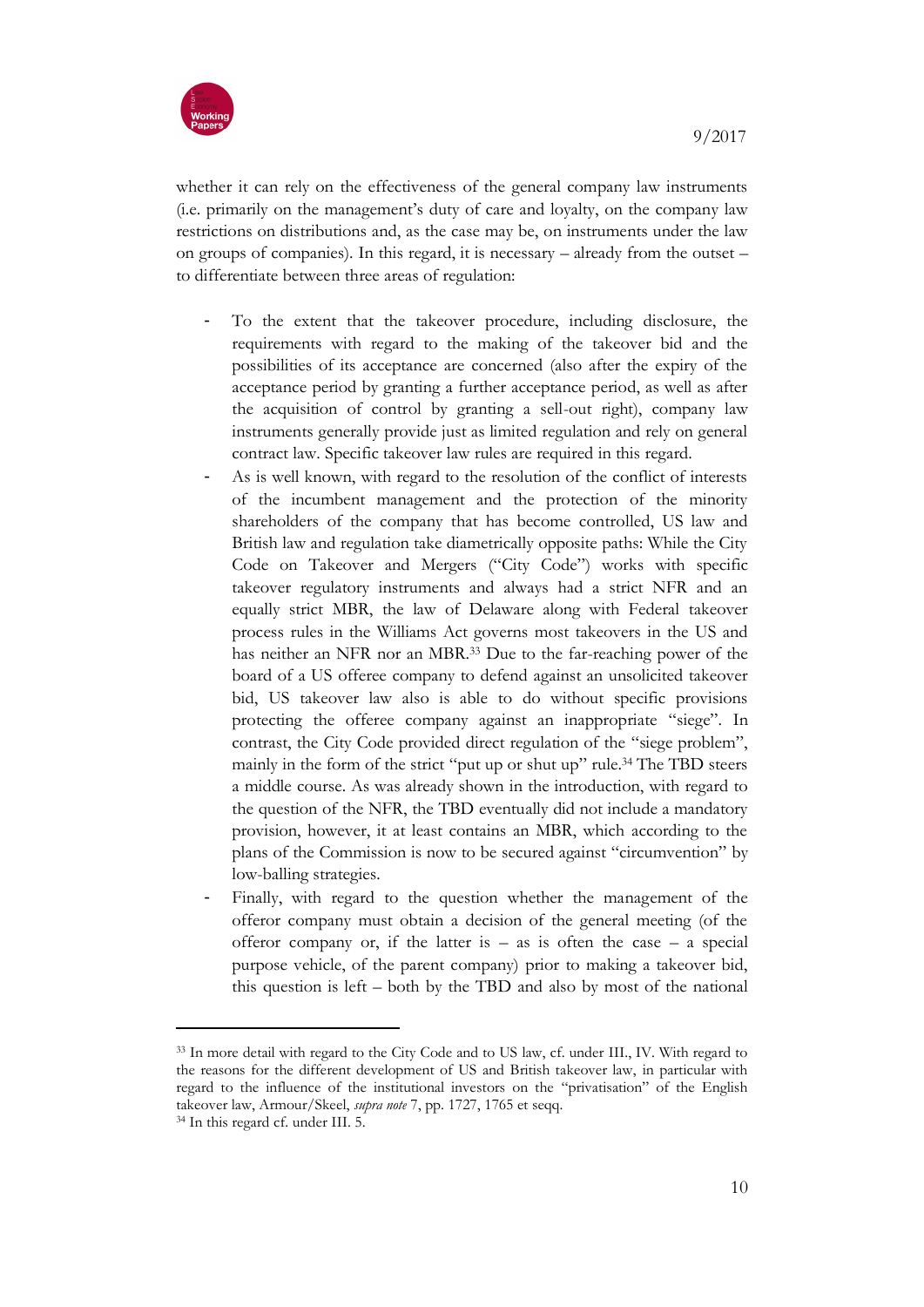whether it can rely on the effectiveness of the general company law instruments (i.e. primarily on the management's duty of care and loyalty, on the company law restrictions on distributions and, as the case may be, on instruments under the law on groups of companies). In this regard, it is necessary – already from the outset – to differentiate between three areas of regulation:

- To the extent that the takeover procedure, including disclosure, the requirements with regard to the making of the takeover bid and the possibilities of its acceptance are concerned (also after the expiry of the acceptance period by granting a further acceptance period, as well as after the acquisition of control by granting a sell-out right), company law instruments generally provide just as limited regulation and rely on general contract law. Specific takeover law rules are required in this regard.
- As is well known, with regard to the resolution of the conflict of interests of the incumbent management and the protection of the minority shareholders of the company that has become controlled, US law and British law and regulation take diametrically opposite paths: While the City Code on Takeover and Mergers ("City Code") works with specific takeover regulatory instruments and always had a strict NFR and an equally strict MBR, the law of Delaware along with Federal takeover process rules in the Williams Act governs most takeovers in the US and has neither an NFR nor an MBR.[33] Due to the far-reaching power of the board of a US offeree company to defend against an unsolicited takeover bid, US takeover law also is able to do without specific provisions protecting the offeree company against an inappropriate "siege". In contrast, the City Code provided direct regulation of the "siege problem", mainly in the form of the strict "put up or shut up" rule.[34] The TBD steers a middle course. As was already shown in the introduction, with regard to the question of the NFR, the TBD eventually did not include a mandatory provision, however, it at least contains an MBR, which according to the plans of the Commission is now to be secured against "circumvention" by low-balling strategies.
- Finally, with regard to the question whether the management of the offeror company must obtain a decision of the general meeting (of the offeror company or, if the latter is – as is often the case – a special purpose vehicle, of the parent company) prior to making a takeover bid, this question is left – both by the TBD and also by most of the national

[33] In more detail with regard to the City Code and to US law, cf. under III., IV. With regard to the reasons for the different development of US and British takeover law, in particular with regard to the influence of the institutional investors on the "privatisation" of the English takeover law, Armour/Skeel, *supra note* 7, pp. 1727, 1765 et seqq.

[34] In this regard cf. under III. 5.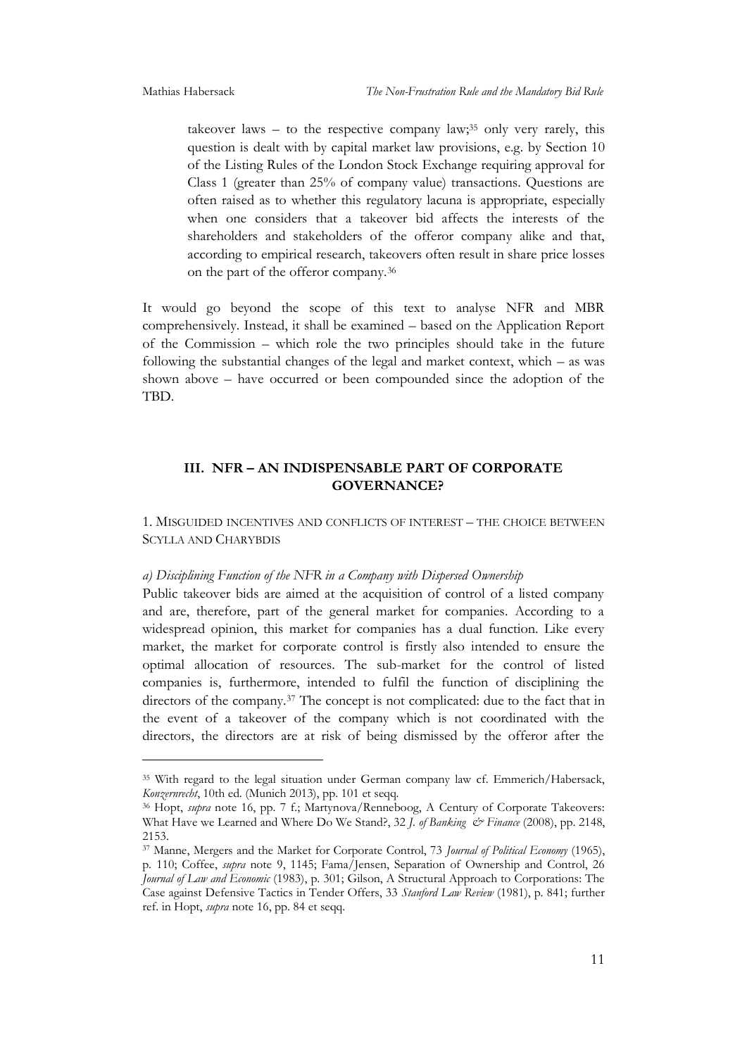takeover laws – to the respective company law;[35] only very rarely, this question is dealt with by capital market law provisions, e.g. by Section 10 of the Listing Rules of the London Stock Exchange requiring approval for Class 1 (greater than 25% of company value) transactions. Questions are often raised as to whether this regulatory lacuna is appropriate, especially when one considers that a takeover bid affects the interests of the shareholders and stakeholders of the offeror company alike and that, according to empirical research, takeovers often result in share price losses on the part of the offeror company.[36]

It would go beyond the scope of this text to analyse NFR and MBR comprehensively. Instead, it shall be examined – based on the Application Report of the Commission – which role the two principles should take in the future following the substantial changes of the legal and market context, which – as was shown above – have occurred or been compounded since the adoption of the TBD.

## III. NFR – AN INDISPENSABLE PART OF CORPORATE GOVERNANCE?

### 1. Misguided incentives and conflicts of interest – the choice between Scylla and Charybdis

#### *a) Disciplining Function of the NFR in a Company with Dispersed Ownership*

Public takeover bids are aimed at the acquisition of control of a listed company and are, therefore, part of the general market for companies. According to a widespread opinion, this market for companies has a dual function. Like every market, the market for corporate control is firstly also intended to ensure the optimal allocation of resources. The sub-market for the control of listed companies is, furthermore, intended to fulfil the function of disciplining the directors of the company.[37] The concept is not complicated: due to the fact that in the event of a takeover of the company which is not coordinated with the directors, the directors are at risk of being dismissed by the offeror after the

---

[35] With regard to the legal situation under German company law cf. Emmerich/Habersack, *Konzernrecht*, 10th ed. (Munich 2013), pp. 101 et seqq.

[36] Hopt, *supra* note 16, pp. 7 f.; Martynova/Renneboog, A Century of Corporate Takeovers: What Have we Learned and Where Do We Stand?, 32 *J. of Banking & Finance* (2008), pp. 2148, 2153.

[37] Manne, Mergers and the Market for Corporate Control, 73 *Journal of Political Economy* (1965), p. 110; Coffee, *supra* note 9, 1145; Fama/Jensen, Separation of Ownership and Control, 26 *Journal of Law and Economic* (1983), p. 301; Gilson, A Structural Approach to Corporations: The Case against Defensive Tactics in Tender Offers, 33 *Stanford Law Review* (1981), p. 841; further ref. in Hopt, *supra* note 16, pp. 84 et seqq.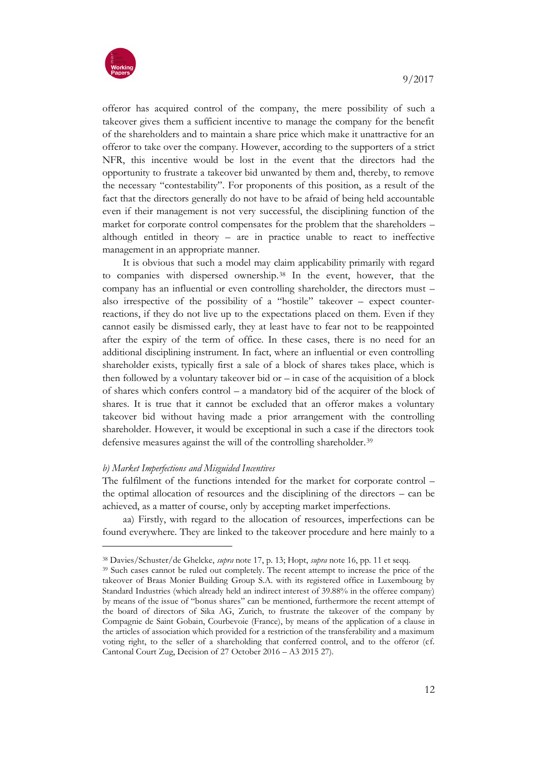offeror has acquired control of the company, the mere possibility of such a takeover gives them a sufficient incentive to manage the company for the benefit of the shareholders and to maintain a share price which make it unattractive for an offeror to take over the company. However, according to the supporters of a strict NFR, this incentive would be lost in the event that the directors had the opportunity to frustrate a takeover bid unwanted by them and, thereby, to remove the necessary "contestability". For proponents of this position, as a result of the fact that the directors generally do not have to be afraid of being held accountable even if their management is not very successful, the disciplining function of the market for corporate control compensates for the problem that the shareholders – although entitled in theory – are in practice unable to react to ineffective management in an appropriate manner.

It is obvious that such a model may claim applicability primarily with regard to companies with dispersed ownership.[38] In the event, however, that the company has an influential or even controlling shareholder, the directors must – also irrespective of the possibility of a "hostile" takeover – expect counter-reactions, if they do not live up to the expectations placed on them. Even if they cannot easily be dismissed early, they at least have to fear not to be reappointed after the expiry of the term of office. In these cases, there is no need for an additional disciplining instrument. In fact, where an influential or even controlling shareholder exists, typically first a sale of a block of shares takes place, which is then followed by a voluntary takeover bid or – in case of the acquisition of a block of shares which confers control – a mandatory bid of the acquirer of the block of shares. It is true that it cannot be excluded that an offeror makes a voluntary takeover bid without having made a prior arrangement with the controlling shareholder. However, it would be exceptional in such a case if the directors took defensive measures against the will of the controlling shareholder.[39]

*b) Market Imperfections and Misguided Incentives*

The fulfilment of the functions intended for the market for corporate control – the optimal allocation of resources and the disciplining of the directors – can be achieved, as a matter of course, only by accepting market imperfections.

aa) Firstly, with regard to the allocation of resources, imperfections can be found everywhere. They are linked to the takeover procedure and here mainly to a

---

[38] Davies/Schuster/de Ghelcke, *supra* note 17, p. 13; Hopt, *supra* note 16, pp. 11 et seqq.

[39] Such cases cannot be ruled out completely. The recent attempt to increase the price of the takeover of Braas Monier Building Group S.A. with its registered office in Luxembourg by Standard Industries (which already held an indirect interest of 39.88% in the offeree company) by means of the issue of "bonus shares" can be mentioned, furthermore the recent attempt of the board of directors of Sika AG, Zurich, to frustrate the takeover of the company by Compagnie de Saint Gobain, Courbevoie (France), by means of the application of a clause in the articles of association which provided for a restriction of the transferability and a maximum voting right, to the seller of a shareholding that conferred control, and to the offeror (cf. Cantonal Court Zug, Decision of 27 October 2016 – A3 2015 27).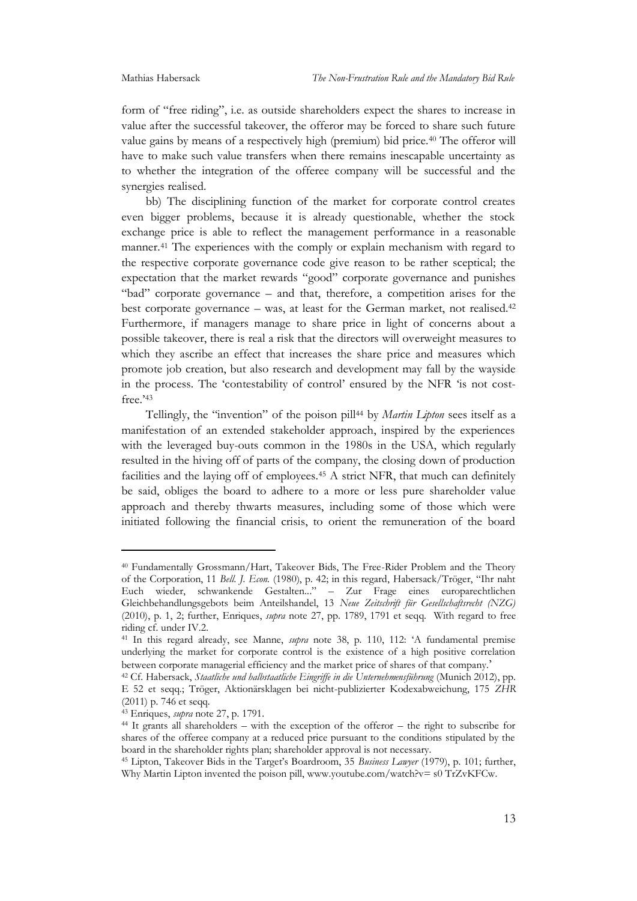form of "free riding", i.e. as outside shareholders expect the shares to increase in value after the successful takeover, the offeror may be forced to share such future value gains by means of a respectively high (premium) bid price.[40] The offeror will have to make such value transfers when there remains inescapable uncertainty as to whether the integration of the offeree company will be successful and the synergies realised.

bb) The disciplining function of the market for corporate control creates even bigger problems, because it is already questionable, whether the stock exchange price is able to reflect the management performance in a reasonable manner.[41] The experiences with the comply or explain mechanism with regard to the respective corporate governance code give reason to be rather sceptical; the expectation that the market rewards "good" corporate governance and punishes "bad" corporate governance – and that, therefore, a competition arises for the best corporate governance – was, at least for the German market, not realised.[42] Furthermore, if managers manage to share price in light of concerns about a possible takeover, there is real a risk that the directors will overweight measures to which they ascribe an effect that increases the share price and measures which promote job creation, but also research and development may fall by the wayside in the process. The 'contestability of control' ensured by the NFR 'is not cost-free.'[43]

Tellingly, the "invention" of the poison pill[44] by *Martin Lipton* sees itself as a manifestation of an extended stakeholder approach, inspired by the experiences with the leveraged buy-outs common in the 1980s in the USA, which regularly resulted in the hiving off of parts of the company, the closing down of production facilities and the laying off of employees.[45] A strict NFR, that much can definitely be said, obliges the board to adhere to a more or less pure shareholder value approach and thereby thwarts measures, including some of those which were initiated following the financial crisis, to orient the remuneration of the board

---

[40] Fundamentally Grossmann/Hart, Takeover Bids, The Free-Rider Problem and the Theory of the Corporation, 11 *Bell. J. Econ.* (1980), p. 42; in this regard, Habersack/Tröger, "Ihr naht Euch wieder, schwankende Gestalten..." – Zur Frage eines europarechtlichen Gleichbehandlungsgebots beim Anteilshandel, 13 *Neue Zeitschrift für Gesellschaftsrecht (NZG)* (2010), p. 1, 2; further, Enriques, *supra* note 27, pp. 1789, 1791 et seqq. With regard to free riding cf. under IV.2.

[41] In this regard already, see Manne, *supra* note 38, p. 110, 112: 'A fundamental premise underlying the market for corporate control is the existence of a high positive correlation between corporate managerial efficiency and the market price of shares of that company.'

[42] Cf. Habersack, *Staatliche und halbstaatliche Eingriffe in die Unternehmensführung* (Munich 2012), pp. E 52 et seqq.; Tröger, Aktionärsklagen bei nicht-publizierter Kodexabweichung, 175 *ZHR* (2011) p. 746 et seqq.

[43] Enriques, *supra* note 27, p. 1791.

[44] It grants all shareholders – with the exception of the offeror – the right to subscribe for shares of the offeree company at a reduced price pursuant to the conditions stipulated by the board in the shareholder rights plan; shareholder approval is not necessary.

[45] Lipton, Takeover Bids in the Target's Boardroom, 35 *Business Lawyer* (1979), p. 101; further, Why Martin Lipton invented the poison pill, www.youtube.com/watch?v= s0 TrZvKFCw.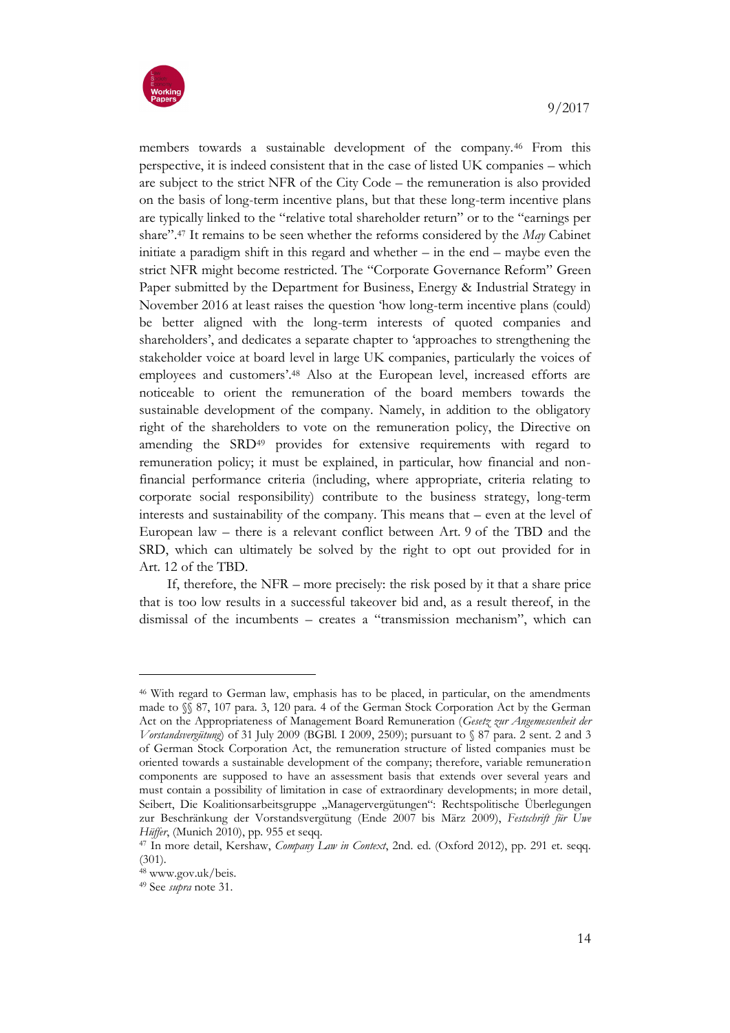members towards a sustainable development of the company.[46] From this perspective, it is indeed consistent that in the case of listed UK companies – which are subject to the strict NFR of the City Code – the remuneration is also provided on the basis of long-term incentive plans, but that these long-term incentive plans are typically linked to the "relative total shareholder return" or to the "earnings per share".[47] It remains to be seen whether the reforms considered by the *May* Cabinet initiate a paradigm shift in this regard and whether – in the end – maybe even the strict NFR might become restricted. The "Corporate Governance Reform" Green Paper submitted by the Department for Business, Energy & Industrial Strategy in November 2016 at least raises the question 'how long-term incentive plans (could) be better aligned with the long-term interests of quoted companies and shareholders', and dedicates a separate chapter to 'approaches to strengthening the stakeholder voice at board level in large UK companies, particularly the voices of employees and customers'.[48] Also at the European level, increased efforts are noticeable to orient the remuneration of the board members towards the sustainable development of the company. Namely, in addition to the obligatory right of the shareholders to vote on the remuneration policy, the Directive on amending the SRD[49] provides for extensive requirements with regard to remuneration policy; it must be explained, in particular, how financial and non-financial performance criteria (including, where appropriate, criteria relating to corporate social responsibility) contribute to the business strategy, long-term interests and sustainability of the company. This means that – even at the level of European law – there is a relevant conflict between Art. 9 of the TBD and the SRD, which can ultimately be solved by the right to opt out provided for in Art. 12 of the TBD.

If, therefore, the NFR – more precisely: the risk posed by it that a share price that is too low results in a successful takeover bid and, as a result thereof, in the dismissal of the incumbents – creates a "transmission mechanism", which can

---

[46] With regard to German law, emphasis has to be placed, in particular, on the amendments made to §§ 87, 107 para. 3, 120 para. 4 of the German Stock Corporation Act by the German Act on the Appropriateness of Management Board Remuneration (*Gesetz zur Angemessenheit der Vorstandsvergütung*) of 31 July 2009 (BGBl. I 2009, 2509); pursuant to § 87 para. 2 sent. 2 and 3 of German Stock Corporation Act, the remuneration structure of listed companies must be oriented towards a sustainable development of the company; therefore, variable remuneration components are supposed to have an assessment basis that extends over several years and must contain a possibility of limitation in case of extraordinary developments; in more detail, Seibert, Die Koalitionsarbeitsgruppe „Managervergütungen": Rechtspolitische Überlegungen zur Beschränkung der Vorstandsvergütung (Ende 2007 bis März 2009), *Festschrift für Uwe Hüffer*, (Munich 2010), pp. 955 et seqq.

[47] In more detail, Kershaw, *Company Law in Context*, 2nd. ed. (Oxford 2012), pp. 291 et. seqq. (301).

[48] www.gov.uk/beis.

[49] See *supra* note 31.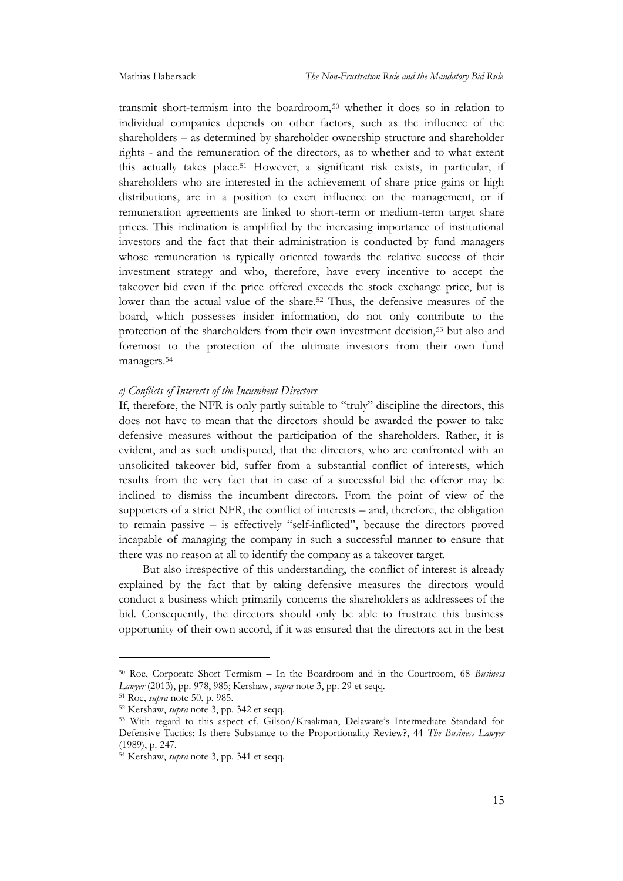transmit short-termism into the boardroom,[50] whether it does so in relation to individual companies depends on other factors, such as the influence of the shareholders – as determined by shareholder ownership structure and shareholder rights - and the remuneration of the directors, as to whether and to what extent this actually takes place.[51] However, a significant risk exists, in particular, if shareholders who are interested in the achievement of share price gains or high distributions, are in a position to exert influence on the management, or if remuneration agreements are linked to short-term or medium-term target share prices. This inclination is amplified by the increasing importance of institutional investors and the fact that their administration is conducted by fund managers whose remuneration is typically oriented towards the relative success of their investment strategy and who, therefore, have every incentive to accept the takeover bid even if the price offered exceeds the stock exchange price, but is lower than the actual value of the share.[52] Thus, the defensive measures of the board, which possesses insider information, do not only contribute to the protection of the shareholders from their own investment decision,[53] but also and foremost to the protection of the ultimate investors from their own fund managers.[54]

*c) Conflicts of Interests of the Incumbent Directors*

If, therefore, the NFR is only partly suitable to "truly" discipline the directors, this does not have to mean that the directors should be awarded the power to take defensive measures without the participation of the shareholders. Rather, it is evident, and as such undisputed, that the directors, who are confronted with an unsolicited takeover bid, suffer from a substantial conflict of interests, which results from the very fact that in case of a successful bid the offeror may be inclined to dismiss the incumbent directors. From the point of view of the supporters of a strict NFR, the conflict of interests – and, therefore, the obligation to remain passive – is effectively "self-inflicted", because the directors proved incapable of managing the company in such a successful manner to ensure that there was no reason at all to identify the company as a takeover target.

But also irrespective of this understanding, the conflict of interest is already explained by the fact that by taking defensive measures the directors would conduct a business which primarily concerns the shareholders as addressees of the bid. Consequently, the directors should only be able to frustrate this business opportunity of their own accord, if it was ensured that the directors act in the best

---

[50] Roe, Corporate Short Termism – In the Boardroom and in the Courtroom, 68 *Business Lawyer* (2013), pp. 978, 985; Kershaw, *supra* note 3, pp. 29 et seqq.

[51] Roe, *supra* note 50, p. 985.

[52] Kershaw, *supra* note 3, pp. 342 et seqq.

[53] With regard to this aspect cf. Gilson/Kraakman, Delaware's Intermediate Standard for Defensive Tactics: Is there Substance to the Proportionality Review?, 44 *The Business Lawyer* (1989), p. 247.

[54] Kershaw, *supra* note 3, pp. 341 et seqq.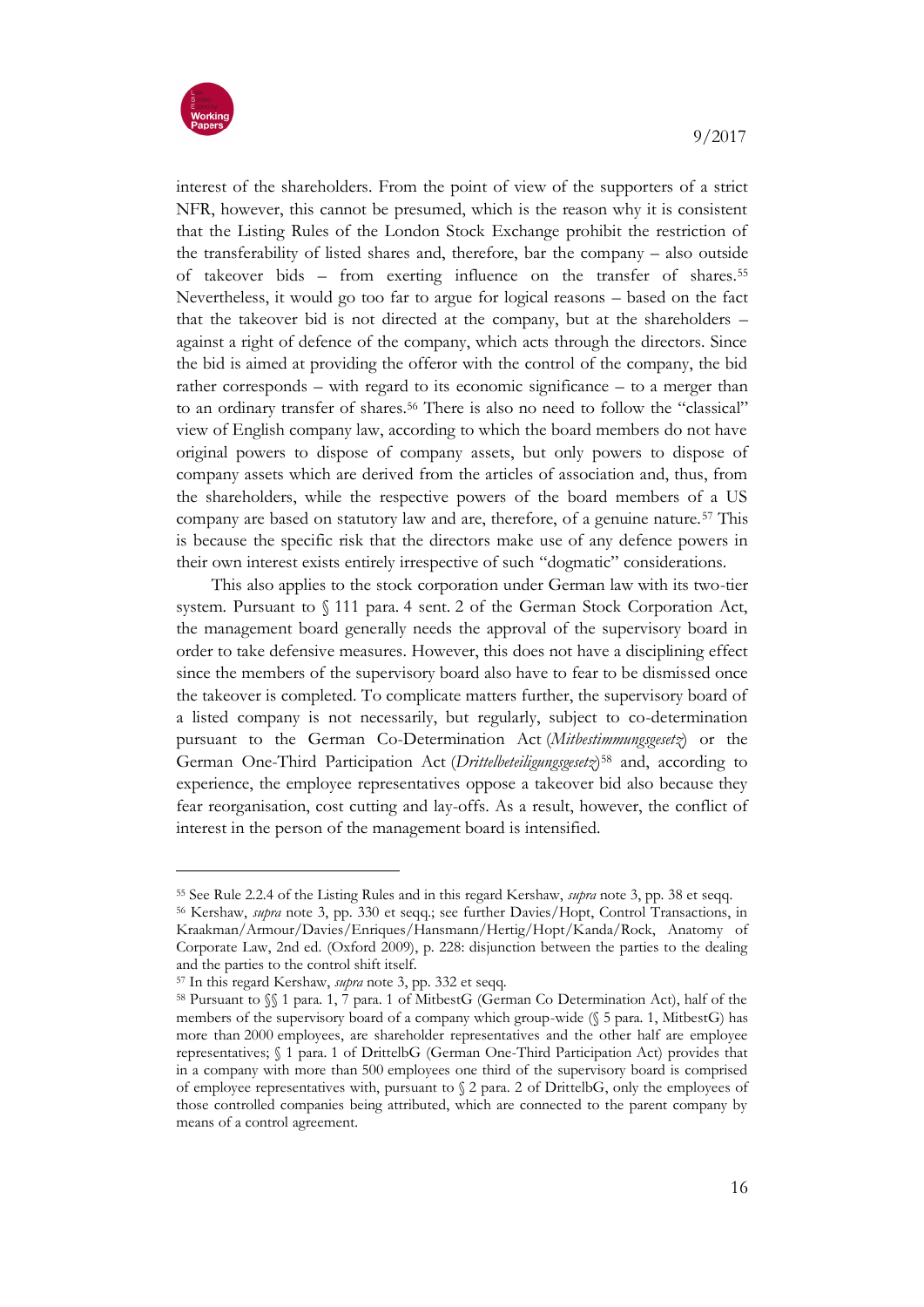interest of the shareholders. From the point of view of the supporters of a strict NFR, however, this cannot be presumed, which is the reason why it is consistent that the Listing Rules of the London Stock Exchange prohibit the restriction of the transferability of listed shares and, therefore, bar the company – also outside of takeover bids – from exerting influence on the transfer of shares.[55] Nevertheless, it would go too far to argue for logical reasons – based on the fact that the takeover bid is not directed at the company, but at the shareholders – against a right of defence of the company, which acts through the directors. Since the bid is aimed at providing the offeror with the control of the company, the bid rather corresponds – with regard to its economic significance – to a merger than to an ordinary transfer of shares.[56] There is also no need to follow the "classical" view of English company law, according to which the board members do not have original powers to dispose of company assets, but only powers to dispose of company assets which are derived from the articles of association and, thus, from the shareholders, while the respective powers of the board members of a US company are based on statutory law and are, therefore, of a genuine nature.[57] This is because the specific risk that the directors make use of any defence powers in their own interest exists entirely irrespective of such "dogmatic" considerations.

This also applies to the stock corporation under German law with its two-tier system. Pursuant to § 111 para. 4 sent. 2 of the German Stock Corporation Act, the management board generally needs the approval of the supervisory board in order to take defensive measures. However, this does not have a disciplining effect since the members of the supervisory board also have to fear to be dismissed once the takeover is completed. To complicate matters further, the supervisory board of a listed company is not necessarily, but regularly, subject to co-determination pursuant to the German Co-Determination Act (*Mitbestimmungsgesetz*) or the German One-Third Participation Act (*Drittelbeteiligungsgesetz*)[58] and, according to experience, the employee representatives oppose a takeover bid also because they fear reorganisation, cost cutting and lay-offs. As a result, however, the conflict of interest in the person of the management board is intensified.

---

[55] See Rule 2.2.4 of the Listing Rules and in this regard Kershaw, *supra* note 3, pp. 38 et seqq.

[56] Kershaw, *supra* note 3, pp. 330 et seqq.; see further Davies/Hopt, Control Transactions, in Kraakman/Armour/Davies/Enriques/Hansmann/Hertig/Hopt/Kanda/Rock, Anatomy of Corporate Law, 2nd ed. (Oxford 2009), p. 228: disjunction between the parties to the dealing and the parties to the control shift itself.

[57] In this regard Kershaw, *supra* note 3, pp. 332 et seqq.

[58] Pursuant to §§ 1 para. 1, 7 para. 1 of MitbestG (German Co Determination Act), half of the members of the supervisory board of a company which group-wide (§ 5 para. 1, MitbestG) has more than 2000 employees, are shareholder representatives and the other half are employee representatives; § 1 para. 1 of DrittelbG (German One-Third Participation Act) provides that in a company with more than 500 employees one third of the supervisory board is comprised of employee representatives with, pursuant to § 2 para. 2 of DrittelbG, only the employees of those controlled companies being attributed, which are connected to the parent company by means of a control agreement.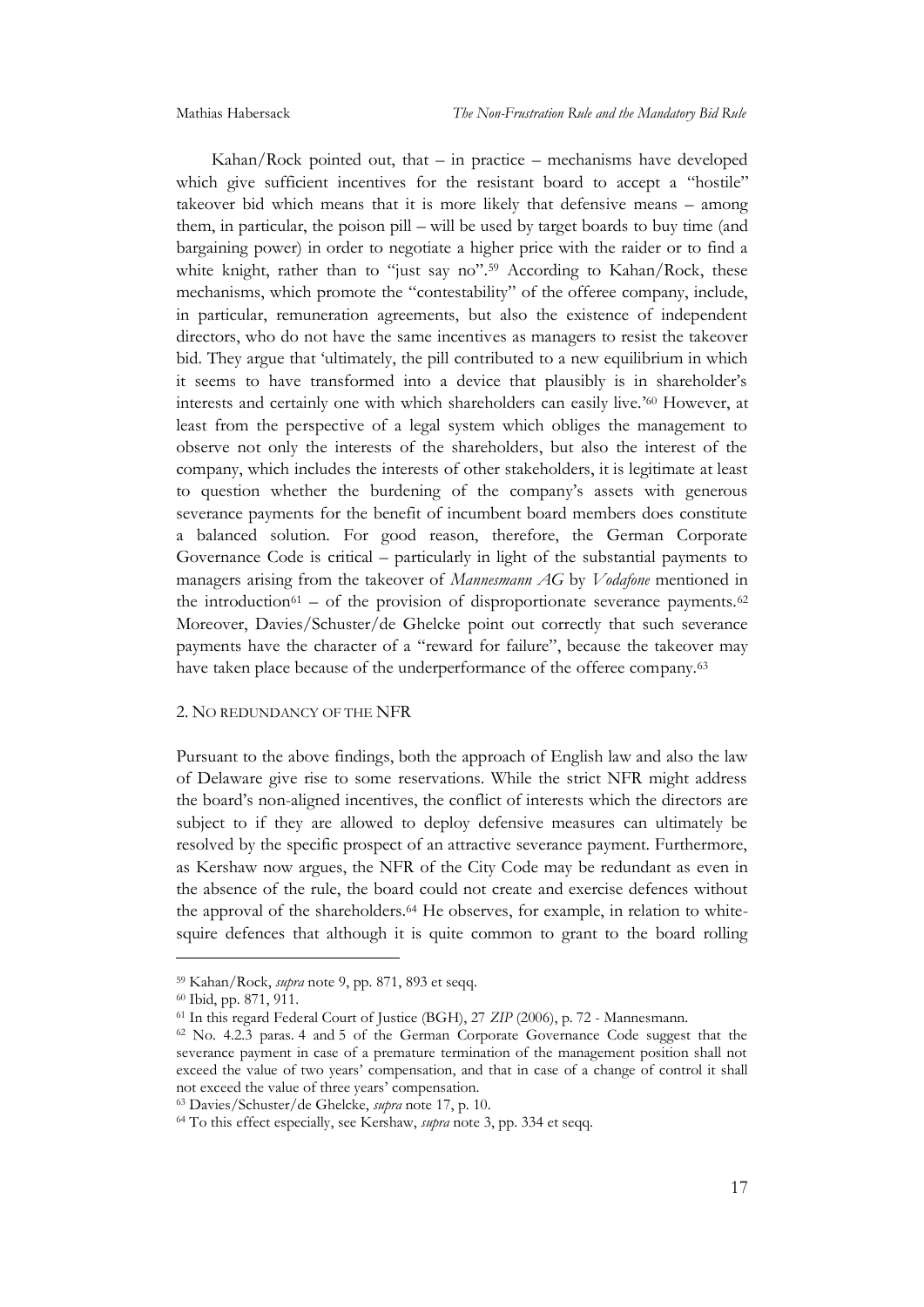Kahan/Rock pointed out, that – in practice – mechanisms have developed which give sufficient incentives for the resistant board to accept a "hostile" takeover bid which means that it is more likely that defensive means – among them, in particular, the poison pill – will be used by target boards to buy time (and bargaining power) in order to negotiate a higher price with the raider or to find a white knight, rather than to "just say no".[59] According to Kahan/Rock, these mechanisms, which promote the "contestability" of the offeree company, include, in particular, remuneration agreements, but also the existence of independent directors, who do not have the same incentives as managers to resist the takeover bid. They argue that 'ultimately, the pill contributed to a new equilibrium in which it seems to have transformed into a device that plausibly is in shareholder's interests and certainly one with which shareholders can easily live.'[60] However, at least from the perspective of a legal system which obliges the management to observe not only the interests of the shareholders, but also the interest of the company, which includes the interests of other stakeholders, it is legitimate at least to question whether the burdening of the company's assets with generous severance payments for the benefit of incumbent board members does constitute a balanced solution. For good reason, therefore, the German Corporate Governance Code is critical – particularly in light of the substantial payments to managers arising from the takeover of *Mannesmann AG* by *Vodafone* mentioned in the introduction[61] – of the provision of disproportionate severance payments.[62] Moreover, Davies/Schuster/de Ghelcke point out correctly that such severance payments have the character of a "reward for failure", because the takeover may have taken place because of the underperformance of the offeree company.[63]

## 2. No Redundancy of the NFR

Pursuant to the above findings, both the approach of English law and also the law of Delaware give rise to some reservations. While the strict NFR might address the board's non-aligned incentives, the conflict of interests which the directors are subject to if they are allowed to deploy defensive measures can ultimately be resolved by the specific prospect of an attractive severance payment. Furthermore, as Kershaw now argues, the NFR of the City Code may be redundant as even in the absence of the rule, the board could not create and exercise defences without the approval of the shareholders.[64] He observes, for example, in relation to white-squire defences that although it is quite common to grant to the board rolling

---

[59] Kahan/Rock, *supra* note 9, pp. 871, 893 et seqq.

[60] Ibid, pp. 871, 911.

[61] In this regard Federal Court of Justice (BGH), 27 *ZIP* (2006), p. 72 - Mannesmann.

[62] No. 4.2.3 paras. 4 and 5 of the German Corporate Governance Code suggest that the severance payment in case of a premature termination of the management position shall not exceed the value of two years' compensation, and that in case of a change of control it shall not exceed the value of three years' compensation.

[63] Davies/Schuster/de Ghelcke, *supra* note 17, p. 10.

[64] To this effect especially, see Kershaw, *supra* note 3, pp. 334 et seqq.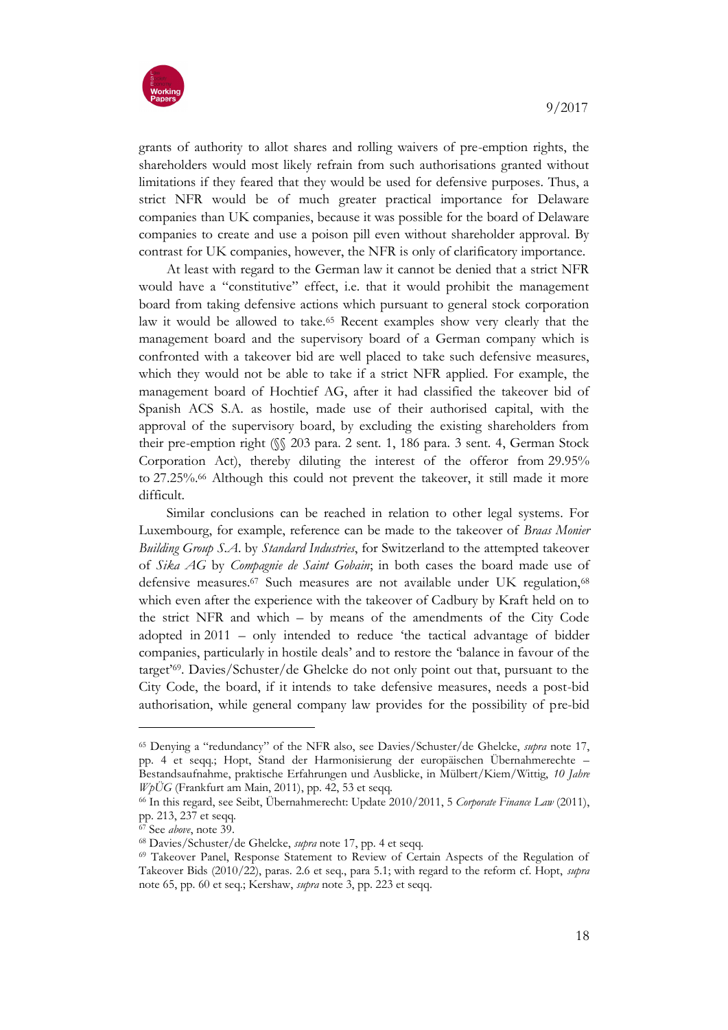grants of authority to allot shares and rolling waivers of pre-emption rights, the shareholders would most likely refrain from such authorisations granted without limitations if they feared that they would be used for defensive purposes. Thus, a strict NFR would be of much greater practical importance for Delaware companies than UK companies, because it was possible for the board of Delaware companies to create and use a poison pill even without shareholder approval. By contrast for UK companies, however, the NFR is only of clarificatory importance.

At least with regard to the German law it cannot be denied that a strict NFR would have a "constitutive" effect, i.e. that it would prohibit the management board from taking defensive actions which pursuant to general stock corporation law it would be allowed to take.[65] Recent examples show very clearly that the management board and the supervisory board of a German company which is confronted with a takeover bid are well placed to take such defensive measures, which they would not be able to take if a strict NFR applied. For example, the management board of Hochtief AG, after it had classified the takeover bid of Spanish ACS S.A. as hostile, made use of their authorised capital, with the approval of the supervisory board, by excluding the existing shareholders from their pre-emption right (§§ 203 para. 2 sent. 1, 186 para. 3 sent. 4, German Stock Corporation Act), thereby diluting the interest of the offeror from 29.95% to 27.25%.[66] Although this could not prevent the takeover, it still made it more difficult.

Similar conclusions can be reached in relation to other legal systems. For Luxembourg, for example, reference can be made to the takeover of *Braas Monier Building Group S.A.* by *Standard Industries*, for Switzerland to the attempted takeover of *Sika AG* by *Compagnie de Saint Gobain*; in both cases the board made use of defensive measures.[67] Such measures are not available under UK regulation,[68] which even after the experience with the takeover of Cadbury by Kraft held on to the strict NFR and which – by means of the amendments of the City Code adopted in 2011 – only intended to reduce 'the tactical advantage of bidder companies, particularly in hostile deals' and to restore the 'balance in favour of the target'[69]. Davies/Schuster/de Ghelcke do not only point out that, pursuant to the City Code, the board, if it intends to take defensive measures, needs a post-bid authorisation, while general company law provides for the possibility of pre-bid

---

[65] Denying a "redundancy" of the NFR also, see Davies/Schuster/de Ghelcke, *supra* note 17, pp. 4 et seqq.; Hopt, Stand der Harmonisierung der europäischen Übernahmerechte – Bestandsaufnahme, praktische Erfahrungen und Ausblicke, in Mülbert/Kiem/Wittig, *10 Jahre WpÜG* (Frankfurt am Main, 2011), pp. 42, 53 et seqq.

[66] In this regard, see Seibt, Übernahmerecht: Update 2010/2011, 5 *Corporate Finance Law* (2011), pp. 213, 237 et seqq.

[67] See *above*, note 39.

[68] Davies/Schuster/de Ghelcke, *supra* note 17, pp. 4 et seqq.

[69] Takeover Panel, Response Statement to Review of Certain Aspects of the Regulation of Takeover Bids (2010/22), paras. 2.6 et seq., para 5.1; with regard to the reform cf. Hopt, *supra* note 65, pp. 60 et seq.; Kershaw, *supra* note 3, pp. 223 et seqq.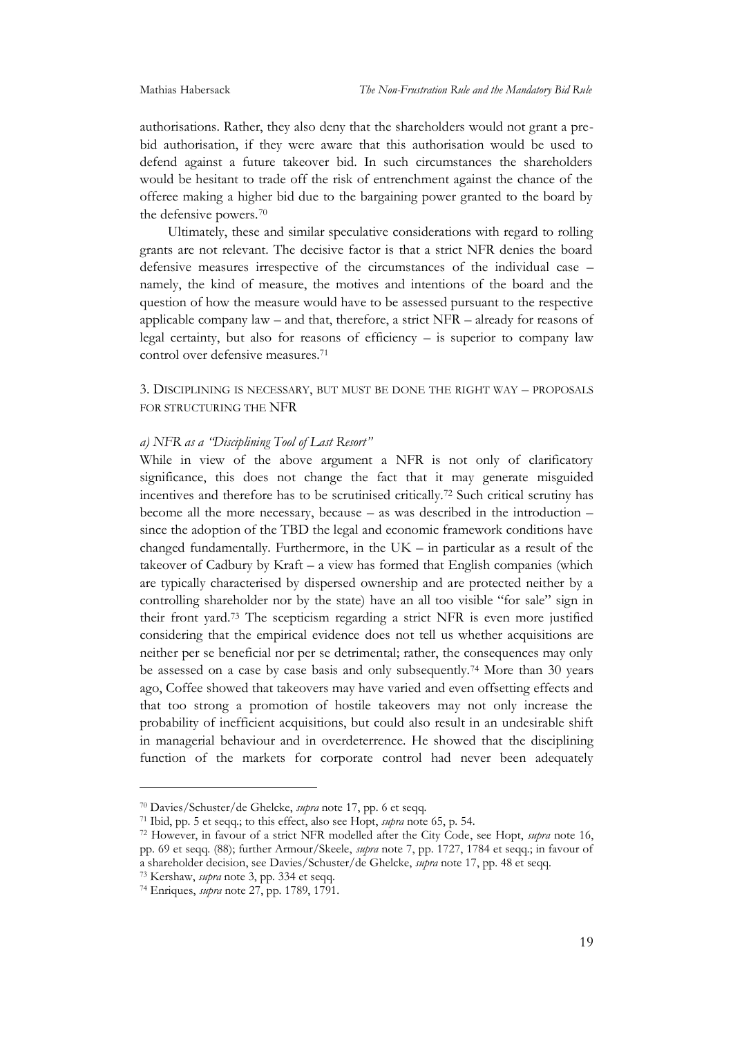authorisations. Rather, they also deny that the shareholders would not grant a pre-bid authorisation, if they were aware that this authorisation would be used to defend against a future takeover bid. In such circumstances the shareholders would be hesitant to trade off the risk of entrenchment against the chance of the offeree making a higher bid due to the bargaining power granted to the board by the defensive powers.[70]

Ultimately, these and similar speculative considerations with regard to rolling grants are not relevant. The decisive factor is that a strict NFR denies the board defensive measures irrespective of the circumstances of the individual case – namely, the kind of measure, the motives and intentions of the board and the question of how the measure would have to be assessed pursuant to the respective applicable company law – and that, therefore, a strict NFR – already for reasons of legal certainty, but also for reasons of efficiency – is superior to company law control over defensive measures.[71]

### 3. Disciplining is necessary, but must be done the right way – proposals for structuring the NFR

#### *a) NFR as a "Disciplining Tool of Last Resort"*

While in view of the above argument a NFR is not only of clarificatory significance, this does not change the fact that it may generate misguided incentives and therefore has to be scrutinised critically.[72] Such critical scrutiny has become all the more necessary, because – as was described in the introduction – since the adoption of the TBD the legal and economic framework conditions have changed fundamentally. Furthermore, in the UK – in particular as a result of the takeover of Cadbury by Kraft – a view has formed that English companies (which are typically characterised by dispersed ownership and are protected neither by a controlling shareholder nor by the state) have an all too visible "for sale" sign in their front yard.[73] The scepticism regarding a strict NFR is even more justified considering that the empirical evidence does not tell us whether acquisitions are neither per se beneficial nor per se detrimental; rather, the consequences may only be assessed on a case by case basis and only subsequently.[74] More than 30 years ago, Coffee showed that takeovers may have varied and even offsetting effects and that too strong a promotion of hostile takeovers may not only increase the probability of inefficient acquisitions, but could also result in an undesirable shift in managerial behaviour and in overdeterrence. He showed that the disciplining function of the markets for corporate control had never been adequately

---

[70] Davies/Schuster/de Ghelcke, *supra* note 17, pp. 6 et seqq.

[71] Ibid, pp. 5 et seqq.; to this effect, also see Hopt, *supra* note 65, p. 54.

[72] However, in favour of a strict NFR modelled after the City Code, see Hopt, *supra* note 16, pp. 69 et seqq. (88); further Armour/Skeele, *supra* note 7, pp. 1727, 1784 et seqq.; in favour of a shareholder decision, see Davies/Schuster/de Ghelcke, *supra* note 17, pp. 48 et seqq.

[73] Kershaw, *supra* note 3, pp. 334 et seqq.

[74] Enriques, *supra* note 27, pp. 1789, 1791.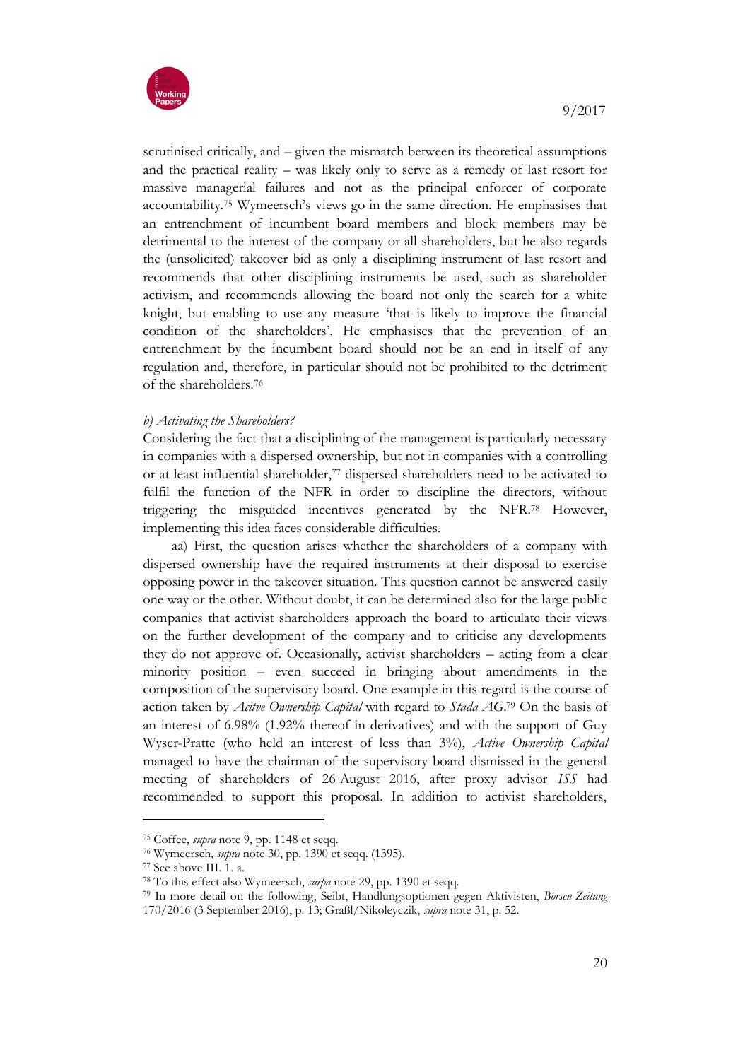scrutinised critically, and – given the mismatch between its theoretical assumptions and the practical reality – was likely only to serve as a remedy of last resort for massive managerial failures and not as the principal enforcer of corporate accountability.[75] Wymeersch's views go in the same direction. He emphasises that an entrenchment of incumbent board members and block members may be detrimental to the interest of the company or all shareholders, but he also regards the (unsolicited) takeover bid as only a disciplining instrument of last resort and recommends that other disciplining instruments be used, such as shareholder activism, and recommends allowing the board not only the search for a white knight, but enabling to use any measure 'that is likely to improve the financial condition of the shareholders'. He emphasises that the prevention of an entrenchment by the incumbent board should not be an end in itself of any regulation and, therefore, in particular should not be prohibited to the detriment of the shareholders.[76]

*b) Activating the Shareholders?*

Considering the fact that a disciplining of the management is particularly necessary in companies with a dispersed ownership, but not in companies with a controlling or at least influential shareholder,[77] dispersed shareholders need to be activated to fulfil the function of the NFR in order to discipline the directors, without triggering the misguided incentives generated by the NFR.[78] However, implementing this idea faces considerable difficulties.

aa) First, the question arises whether the shareholders of a company with dispersed ownership have the required instruments at their disposal to exercise opposing power in the takeover situation. This question cannot be answered easily one way or the other. Without doubt, it can be determined also for the large public companies that activist shareholders approach the board to articulate their views on the further development of the company and to criticise any developments they do not approve of. Occasionally, activist shareholders – acting from a clear minority position – even succeed in bringing about amendments in the composition of the supervisory board. One example in this regard is the course of action taken by *Acitve Ownership Capital* with regard to *Stada AG*.[79] On the basis of an interest of 6.98% (1.92% thereof in derivatives) and with the support of Guy Wyser-Pratte (who held an interest of less than 3%), *Active Ownership Capital* managed to have the chairman of the supervisory board dismissed in the general meeting of shareholders of 26 August 2016, after proxy advisor *ISS* had recommended to support this proposal. In addition to activist shareholders,

---

[75] Coffee, *supra* note 9, pp. 1148 et seqq.

[76] Wymeersch, *supra* note 30, pp. 1390 et seqq. (1395).

[77] See above III. 1. a.

[78] To this effect also Wymeersch, *surpa* note 29, pp. 1390 et seqq.

[79] In more detail on the following, Seibt, Handlungsoptionen gegen Aktivisten, *Börsen-Zeitung* 170/2016 (3 September 2016), p. 13; Graßl/Nikoleyczik, *supra* note 31, p. 52.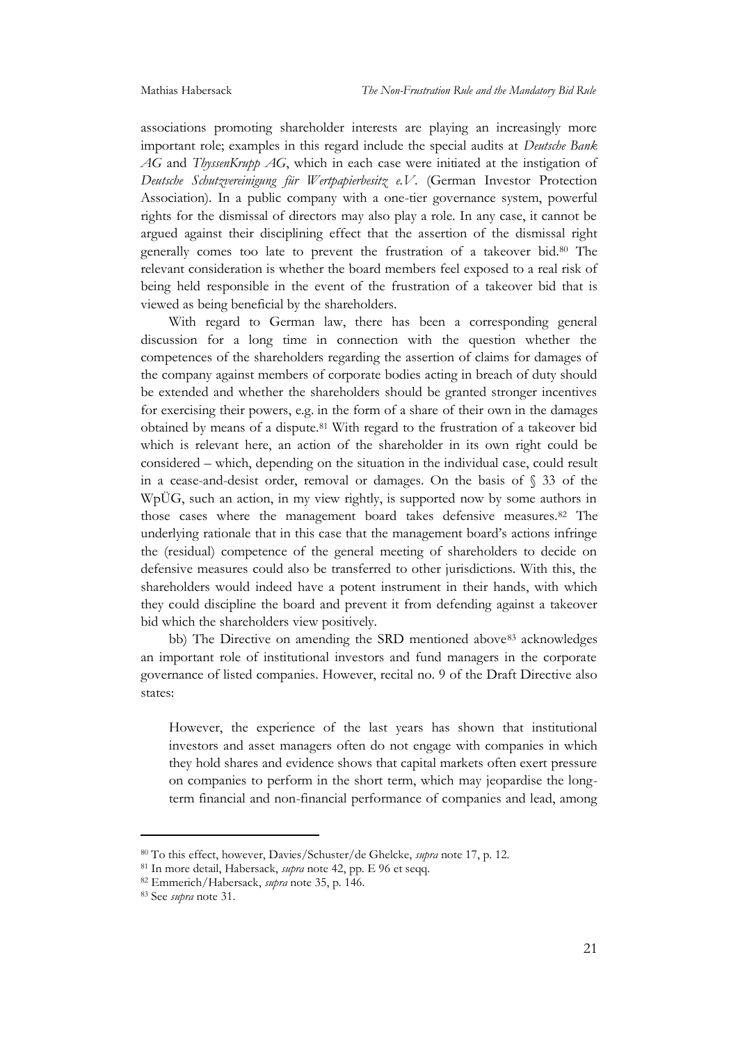associations promoting shareholder interests are playing an increasingly more important role; examples in this regard include the special audits at *Deutsche Bank AG* and *ThyssenKrupp AG*, which in each case were initiated at the instigation of *Deutsche Schutzvereinigung für Wertpapierbesitz e.V.* (German Investor Protection Association). In a public company with a one-tier governance system, powerful rights for the dismissal of directors may also play a role. In any case, it cannot be argued against their disciplining effect that the assertion of the dismissal right generally comes too late to prevent the frustration of a takeover bid.[80] The relevant consideration is whether the board members feel exposed to a real risk of being held responsible in the event of the frustration of a takeover bid that is viewed as being beneficial by the shareholders.

With regard to German law, there has been a corresponding general discussion for a long time in connection with the question whether the competences of the shareholders regarding the assertion of claims for damages of the company against members of corporate bodies acting in breach of duty should be extended and whether the shareholders should be granted stronger incentives for exercising their powers, e.g. in the form of a share of their own in the damages obtained by means of a dispute.[81] With regard to the frustration of a takeover bid which is relevant here, an action of the shareholder in its own right could be considered – which, depending on the situation in the individual case, could result in a cease-and-desist order, removal or damages. On the basis of § 33 of the WpÜG, such an action, in my view rightly, is supported now by some authors in those cases where the management board takes defensive measures.[82] The underlying rationale that in this case that the management board's actions infringe the (residual) competence of the general meeting of shareholders to decide on defensive measures could also be transferred to other jurisdictions. With this, the shareholders would indeed have a potent instrument in their hands, with which they could discipline the board and prevent it from defending against a takeover bid which the shareholders view positively.

bb) The Directive on amending the SRD mentioned above[83] acknowledges an important role of institutional investors and fund managers in the corporate governance of listed companies. However, recital no. 9 of the Draft Directive also states:

> However, the experience of the last years has shown that institutional investors and asset managers often do not engage with companies in which they hold shares and evidence shows that capital markets often exert pressure on companies to perform in the short term, which may jeopardise the long-term financial and non-financial performance of companies and lead, among

---

[80] To this effect, however, Davies/Schuster/de Ghelcke, *supra* note 17, p. 12.

[81] In more detail, Habersack, *supra* note 42, pp. E 96 et seqq.

[82] Emmerich/Habersack, *supra* note 35, p. 146.

[83] See *supra* note 31.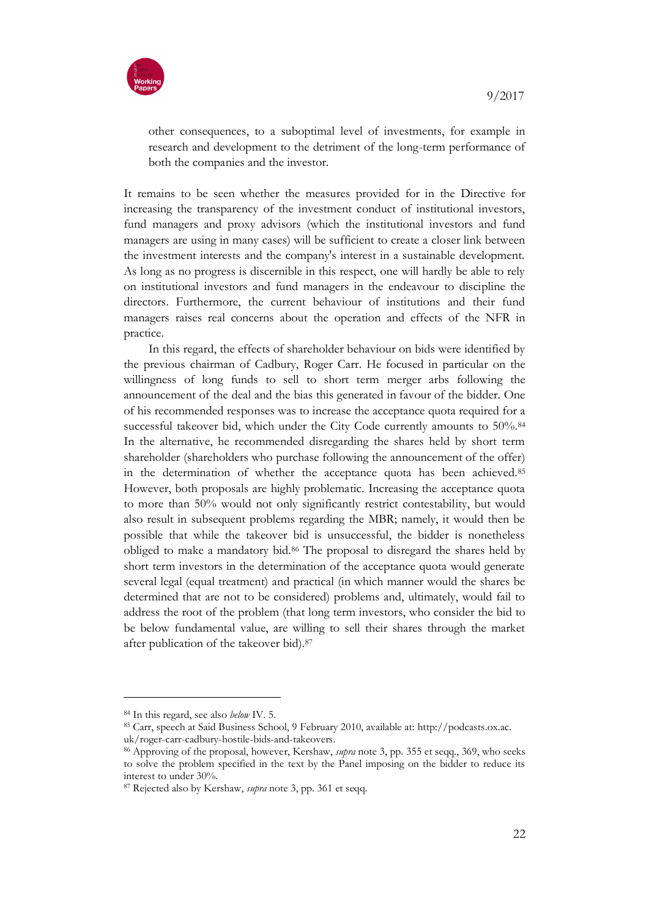other consequences, to a suboptimal level of investments, for example in research and development to the detriment of the long-term performance of both the companies and the investor.

It remains to be seen whether the measures provided for in the Directive for increasing the transparency of the investment conduct of institutional investors, fund managers and proxy advisors (which the institutional investors and fund managers are using in many cases) will be sufficient to create a closer link between the investment interests and the company's interest in a sustainable development. As long as no progress is discernible in this respect, one will hardly be able to rely on institutional investors and fund managers in the endeavour to discipline the directors. Furthermore, the current behaviour of institutions and their fund managers raises real concerns about the operation and effects of the NFR in practice.

In this regard, the effects of shareholder behaviour on bids were identified by the previous chairman of Cadbury, Roger Carr. He focused in particular on the willingness of long funds to sell to short term merger arbs following the announcement of the deal and the bias this generated in favour of the bidder. One of his recommended responses was to increase the acceptance quota required for a successful takeover bid, which under the City Code currently amounts to 50%.[84] In the alternative, he recommended disregarding the shares held by short term shareholder (shareholders who purchase following the announcement of the offer) in the determination of whether the acceptance quota has been achieved.[85] However, both proposals are highly problematic. Increasing the acceptance quota to more than 50% would not only significantly restrict contestability, but would also result in subsequent problems regarding the MBR; namely, it would then be possible that while the takeover bid is unsuccessful, the bidder is nonetheless obliged to make a mandatory bid.[86] The proposal to disregard the shares held by short term investors in the determination of the acceptance quota would generate several legal (equal treatment) and practical (in which manner would the shares be determined that are not to be considered) problems and, ultimately, would fail to address the root of the problem (that long term investors, who consider the bid to be below fundamental value, are willing to sell their shares through the market after publication of the takeover bid).[87]

---

[84] In this regard, see also *below* IV. 5.

[85] Carr, speech at Said Business School, 9 February 2010, available at: http://podcasts.ox.ac.uk/roger-carr-cadbury-hostile-bids-and-takeovers.

[86] Approving of the proposal, however, Kershaw, *supra* note 3, pp. 355 et seqq., 369, who seeks to solve the problem specified in the text by the Panel imposing on the bidder to reduce its interest to under 30%.

[87] Rejected also by Kershaw, *supra* note 3, pp. 361 et seqq.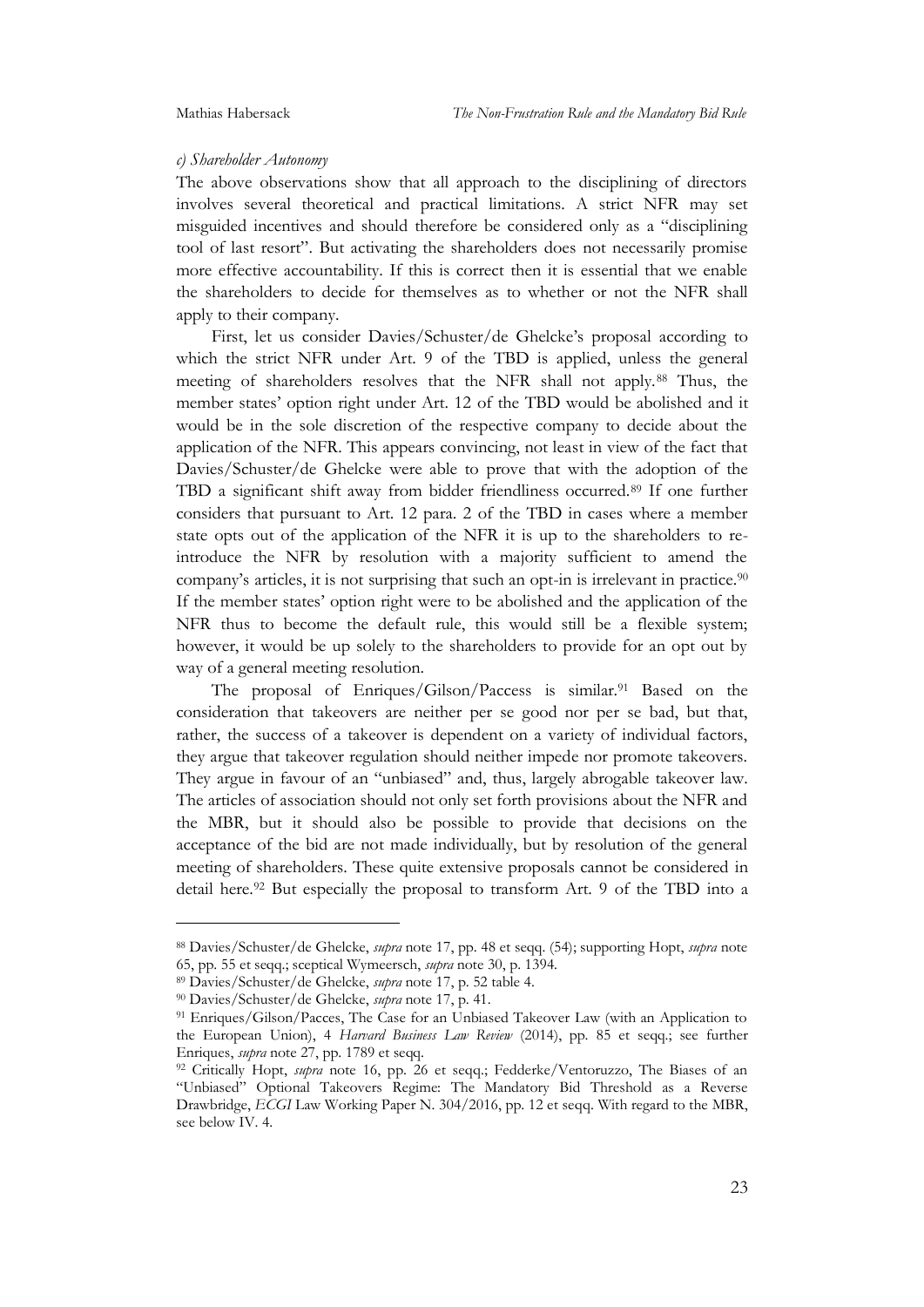*c) Shareholder Autonomy*

The above observations show that all approach to the disciplining of directors involves several theoretical and practical limitations. A strict NFR may set misguided incentives and should therefore be considered only as a "disciplining tool of last resort". But activating the shareholders does not necessarily promise more effective accountability. If this is correct then it is essential that we enable the shareholders to decide for themselves as to whether or not the NFR shall apply to their company.

First, let us consider Davies/Schuster/de Ghelcke's proposal according to which the strict NFR under Art. 9 of the TBD is applied, unless the general meeting of shareholders resolves that the NFR shall not apply.[88] Thus, the member states' option right under Art. 12 of the TBD would be abolished and it would be in the sole discretion of the respective company to decide about the application of the NFR. This appears convincing, not least in view of the fact that Davies/Schuster/de Ghelcke were able to prove that with the adoption of the TBD a significant shift away from bidder friendliness occurred.[89] If one further considers that pursuant to Art. 12 para. 2 of the TBD in cases where a member state opts out of the application of the NFR it is up to the shareholders to re-introduce the NFR by resolution with a majority sufficient to amend the company's articles, it is not surprising that such an opt-in is irrelevant in practice.[90] If the member states' option right were to be abolished and the application of the NFR thus to become the default rule, this would still be a flexible system; however, it would be up solely to the shareholders to provide for an opt out by way of a general meeting resolution.

The proposal of Enriques/Gilson/Paccess is similar.[91] Based on the consideration that takeovers are neither per se good nor per se bad, but that, rather, the success of a takeover is dependent on a variety of individual factors, they argue that takeover regulation should neither impede nor promote takeovers. They argue in favour of an "unbiased" and, thus, largely abrogable takeover law. The articles of association should not only set forth provisions about the NFR and the MBR, but it should also be possible to provide that decisions on the acceptance of the bid are not made individually, but by resolution of the general meeting of shareholders. These quite extensive proposals cannot be considered in detail here.[92] But especially the proposal to transform Art. 9 of the TBD into a

---

[88] Davies/Schuster/de Ghelcke, *supra* note 17, pp. 48 et seqq. (54); supporting Hopt, *supra* note 65, pp. 55 et seqq.; sceptical Wymeersch, *supra* note 30, p. 1394.

[89] Davies/Schuster/de Ghelcke, *supra* note 17, p. 52 table 4.

[90] Davies/Schuster/de Ghelcke, *supra* note 17, p. 41.

[91] Enriques/Gilson/Pacces, The Case for an Unbiased Takeover Law (with an Application to the European Union), 4 *Harvard Business Law Review* (2014), pp. 85 et seqq.; see further Enriques, *supra* note 27, pp. 1789 et seqq.

[92] Critically Hopt, *supra* note 16, pp. 26 et seqq.; Fedderke/Ventoruzzo, The Biases of an "Unbiased" Optional Takeovers Regime: The Mandatory Bid Threshold as a Reverse Drawbridge, *ECGI* Law Working Paper N. 304/2016, pp. 12 et seqq. With regard to the MBR, see below IV. 4.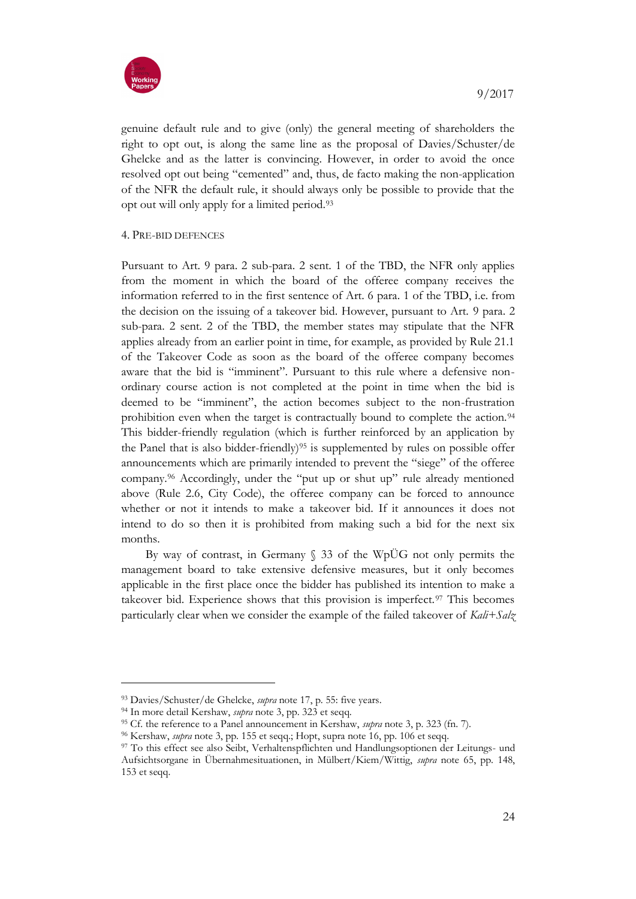genuine default rule and to give (only) the general meeting of shareholders the right to opt out, is along the same line as the proposal of Davies/Schuster/de Ghelcke and as the latter is convincing. However, in order to avoid the once resolved opt out being "cemented" and, thus, de facto making the non-application of the NFR the default rule, it should always only be possible to provide that the opt out will only apply for a limited period.[93]

4. PRE-BID DEFENCES

Pursuant to Art. 9 para. 2 sub-para. 2 sent. 1 of the TBD, the NFR only applies from the moment in which the board of the offeree company receives the information referred to in the first sentence of Art. 6 para. 1 of the TBD, i.e. from the decision on the issuing of a takeover bid. However, pursuant to Art. 9 para. 2 sub-para. 2 sent. 2 of the TBD, the member states may stipulate that the NFR applies already from an earlier point in time, for example, as provided by Rule 21.1 of the Takeover Code as soon as the board of the offeree company becomes aware that the bid is "imminent". Pursuant to this rule where a defensive non-ordinary course action is not completed at the point in time when the bid is deemed to be "imminent", the action becomes subject to the non-frustration prohibition even when the target is contractually bound to complete the action.[94] This bidder-friendly regulation (which is further reinforced by an application by the Panel that is also bidder-friendly)[95] is supplemented by rules on possible offer announcements which are primarily intended to prevent the "siege" of the offeree company.[96] Accordingly, under the "put up or shut up" rule already mentioned above (Rule 2.6, City Code), the offeree company can be forced to announce whether or not it intends to make a takeover bid. If it announces it does not intend to do so then it is prohibited from making such a bid for the next six months.

By way of contrast, in Germany § 33 of the WpÜG not only permits the management board to take extensive defensive measures, but it only becomes applicable in the first place once the bidder has published its intention to make a takeover bid. Experience shows that this provision is imperfect.[97] This becomes particularly clear when we consider the example of the failed takeover of *Kali+Salz*

---

[93] Davies/Schuster/de Ghelcke, *supra* note 17, p. 55: five years.

[94] In more detail Kershaw, *supra* note 3, pp. 323 et seqq.

[95] Cf. the reference to a Panel announcement in Kershaw, *supra* note 3, p. 323 (fn. 7).

[96] Kershaw, *supra* note 3, pp. 155 et seqq.; Hopt, supra note 16, pp. 106 et seqq.

[97] To this effect see also Seibt, Verhaltenspflichten und Handlungsoptionen der Leitungs- und Aufsichtsorgane in Übernahmesituationen, in Mülbert/Kiem/Wittig, *supra* note 65, pp. 148, 153 et seqq.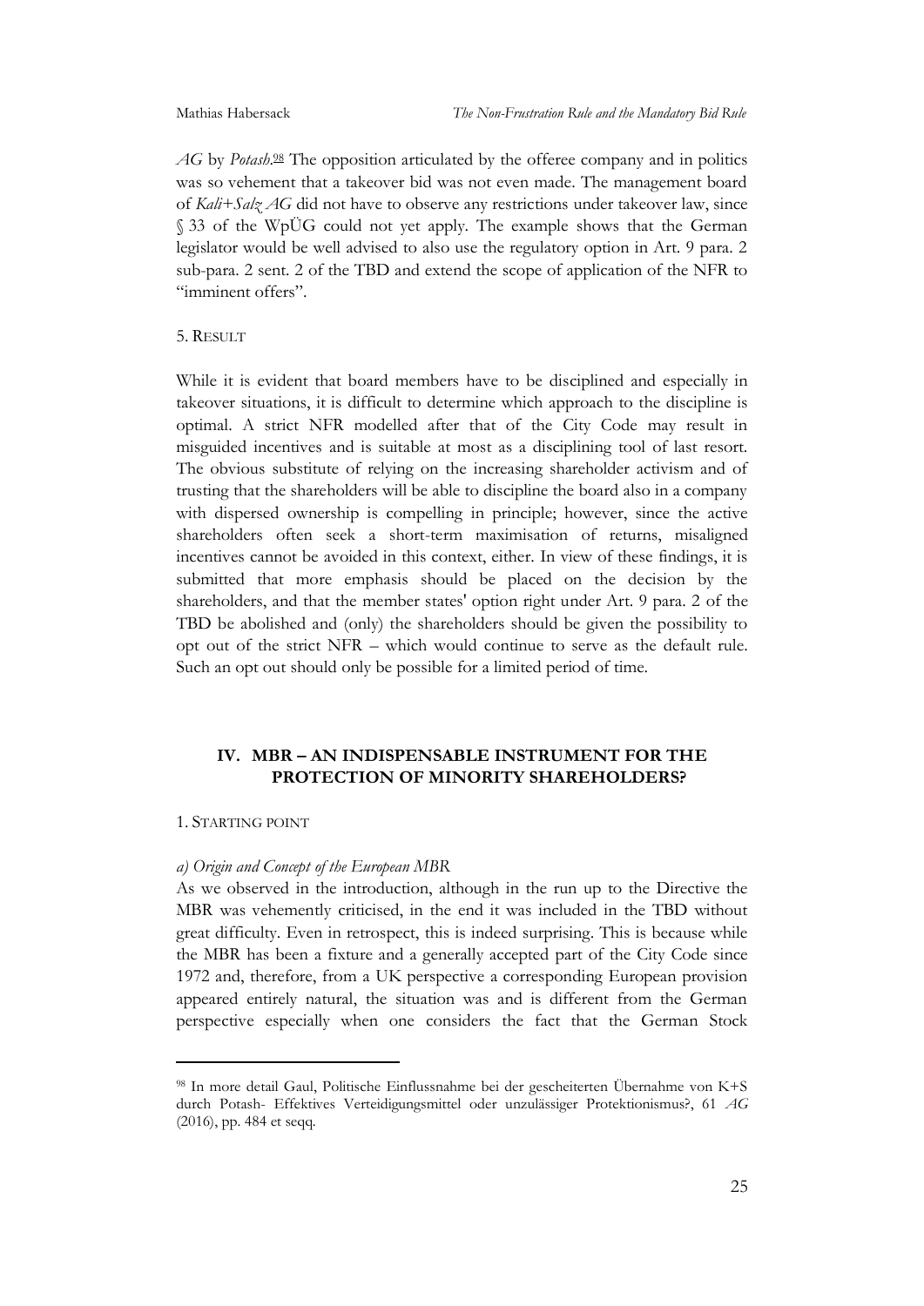*AG* by *Potash*.[98] The opposition articulated by the offeree company and in politics was so vehement that a takeover bid was not even made. The management board of *Kali+Salz AG* did not have to observe any restrictions under takeover law, since § 33 of the WpÜG could not yet apply. The example shows that the German legislator would be well advised to also use the regulatory option in Art. 9 para. 2 sub-para. 2 sent. 2 of the TBD and extend the scope of application of the NFR to "imminent offers".

5. RESULT

While it is evident that board members have to be disciplined and especially in takeover situations, it is difficult to determine which approach to the discipline is optimal. A strict NFR modelled after that of the City Code may result in misguided incentives and is suitable at most as a disciplining tool of last resort. The obvious substitute of relying on the increasing shareholder activism and of trusting that the shareholders will be able to discipline the board also in a company with dispersed ownership is compelling in principle; however, since the active shareholders often seek a short-term maximisation of returns, misaligned incentives cannot be avoided in this context, either. In view of these findings, it is submitted that more emphasis should be placed on the decision by the shareholders, and that the member states' option right under Art. 9 para. 2 of the TBD be abolished and (only) the shareholders should be given the possibility to opt out of the strict NFR – which would continue to serve as the default rule. Such an opt out should only be possible for a limited period of time.

## IV. MBR – AN INDISPENSABLE INSTRUMENT FOR THE PROTECTION OF MINORITY SHAREHOLDERS?

1. STARTING POINT

*a) Origin and Concept of the European MBR*

As we observed in the introduction, although in the run up to the Directive the MBR was vehemently criticised, in the end it was included in the TBD without great difficulty. Even in retrospect, this is indeed surprising. This is because while the MBR has been a fixture and a generally accepted part of the City Code since 1972 and, therefore, from a UK perspective a corresponding European provision appeared entirely natural, the situation was and is different from the German perspective especially when one considers the fact that the German Stock

[98] In more detail Gaul, Politische Einflussnahme bei der gescheiterten Übernahme von K+S durch Potash- Effektives Verteidigungsmittel oder unzulässiger Protektionismus?, 61 *AG* (2016), pp. 484 et seqq.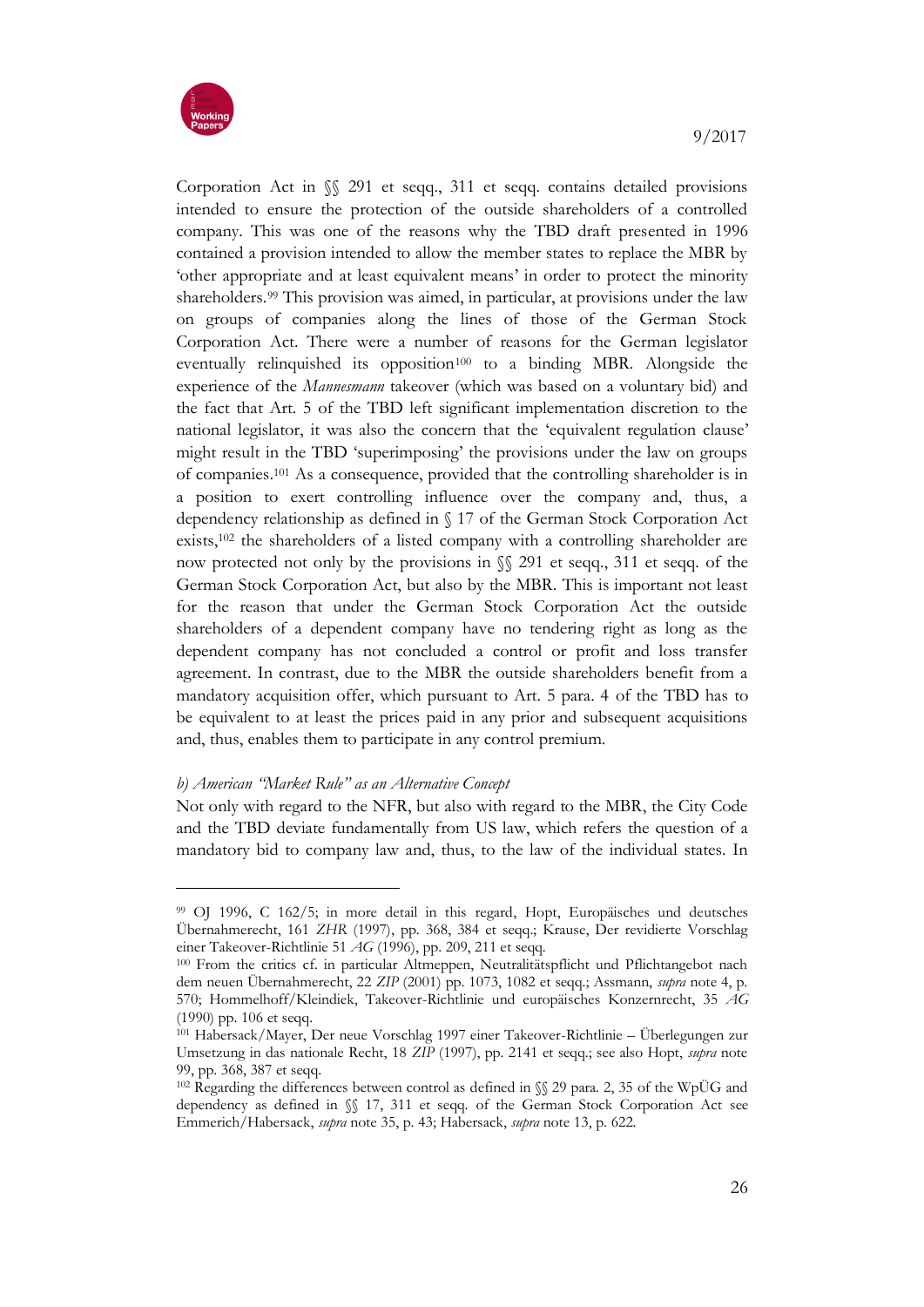Corporation Act in §§ 291 et seqq., 311 et seqq. contains detailed provisions intended to ensure the protection of the outside shareholders of a controlled company. This was one of the reasons why the TBD draft presented in 1996 contained a provision intended to allow the member states to replace the MBR by 'other appropriate and at least equivalent means' in order to protect the minority shareholders.[99] This provision was aimed, in particular, at provisions under the law on groups of companies along the lines of those of the German Stock Corporation Act. There were a number of reasons for the German legislator eventually relinquished its opposition[100] to a binding MBR. Alongside the experience of the *Mannesmann* takeover (which was based on a voluntary bid) and the fact that Art. 5 of the TBD left significant implementation discretion to the national legislator, it was also the concern that the 'equivalent regulation clause' might result in the TBD 'superimposing' the provisions under the law on groups of companies.[101] As a consequence, provided that the controlling shareholder is in a position to exert controlling influence over the company and, thus, a dependency relationship as defined in § 17 of the German Stock Corporation Act exists,[102] the shareholders of a listed company with a controlling shareholder are now protected not only by the provisions in §§ 291 et seqq., 311 et seqq. of the German Stock Corporation Act, but also by the MBR. This is important not least for the reason that under the German Stock Corporation Act the outside shareholders of a dependent company have no tendering right as long as the dependent company has not concluded a control or profit and loss transfer agreement. In contrast, due to the MBR the outside shareholders benefit from a mandatory acquisition offer, which pursuant to Art. 5 para. 4 of the TBD has to be equivalent to at least the prices paid in any prior and subsequent acquisitions and, thus, enables them to participate in any control premium.

*b) American "Market Rule" as an Alternative Concept*

Not only with regard to the NFR, but also with regard to the MBR, the City Code and the TBD deviate fundamentally from US law, which refers the question of a mandatory bid to company law and, thus, to the law of the individual states. In

---

[99] OJ 1996, C 162/5; in more detail in this regard, Hopt, Europäisches und deutsches Übernahmerecht, 161 *ZHR* (1997), pp. 368, 384 et seqq.; Krause, Der revidierte Vorschlag einer Takeover-Richtlinie 51 *AG* (1996), pp. 209, 211 et seqq.

[100] From the critics cf. in particular Altmeppen, Neutralitätspflicht und Pflichtangebot nach dem neuen Übernahmerecht, 22 *ZIP* (2001) pp. 1073, 1082 et seqq.; Assmann, *supra* note 4, p. 570; Hommelhoff/Kleindiek, Takeover-Richtlinie und europäisches Konzernrecht, 35 *AG* (1990) pp. 106 et seqq.

[101] Habersack/Mayer, Der neue Vorschlag 1997 einer Takeover-Richtlinie – Überlegungen zur Umsetzung in das nationale Recht, 18 *ZIP* (1997), pp. 2141 et seqq.; see also Hopt, *supra* note 99, pp. 368, 387 et seqq.

[102] Regarding the differences between control as defined in §§ 29 para. 2, 35 of the WpÜG and dependency as defined in §§ 17, 311 et seqq. of the German Stock Corporation Act see Emmerich/Habersack, *supra* note 35, p. 43; Habersack, *supra* note 13, p. 622.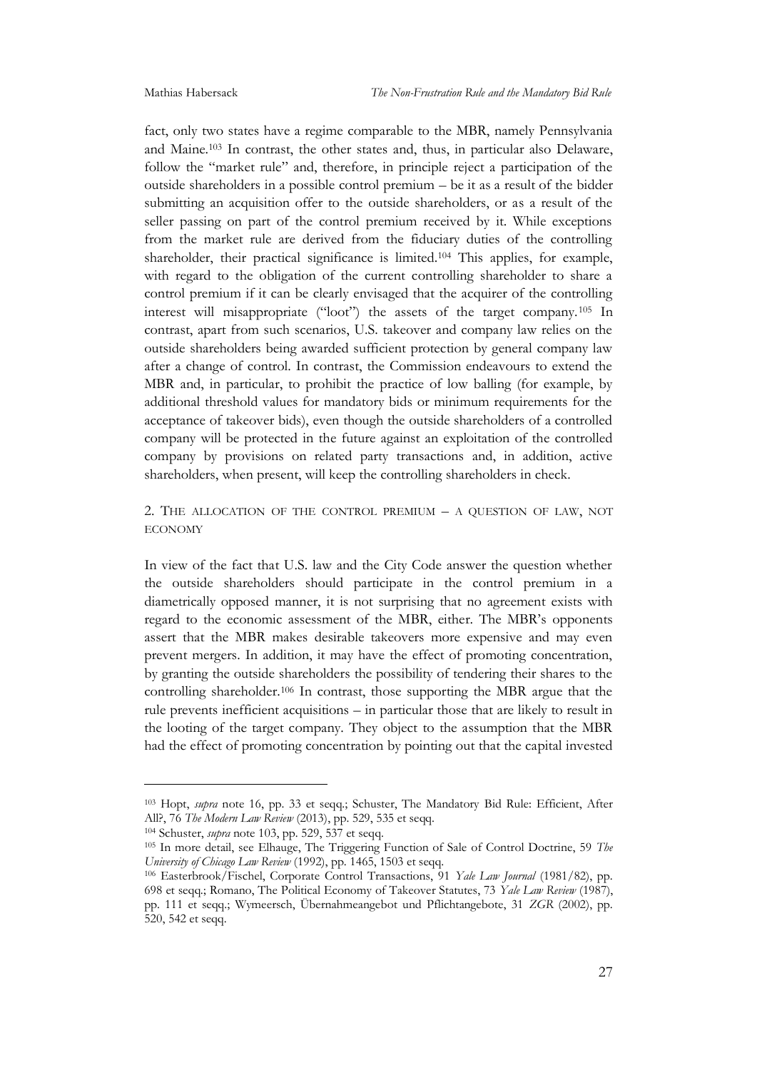fact, only two states have a regime comparable to the MBR, namely Pennsylvania and Maine.[103] In contrast, the other states and, thus, in particular also Delaware, follow the "market rule" and, therefore, in principle reject a participation of the outside shareholders in a possible control premium – be it as a result of the bidder submitting an acquisition offer to the outside shareholders, or as a result of the seller passing on part of the control premium received by it. While exceptions from the market rule are derived from the fiduciary duties of the controlling shareholder, their practical significance is limited.[104] This applies, for example, with regard to the obligation of the current controlling shareholder to share a control premium if it can be clearly envisaged that the acquirer of the controlling interest will misappropriate ("loot") the assets of the target company.[105] In contrast, apart from such scenarios, U.S. takeover and company law relies on the outside shareholders being awarded sufficient protection by general company law after a change of control. In contrast, the Commission endeavours to extend the MBR and, in particular, to prohibit the practice of low balling (for example, by additional threshold values for mandatory bids or minimum requirements for the acceptance of takeover bids), even though the outside shareholders of a controlled company will be protected in the future against an exploitation of the controlled company by provisions on related party transactions and, in addition, active shareholders, when present, will keep the controlling shareholders in check.

## 2. The allocation of the control premium – a question of law, not economy

In view of the fact that U.S. law and the City Code answer the question whether the outside shareholders should participate in the control premium in a diametrically opposed manner, it is not surprising that no agreement exists with regard to the economic assessment of the MBR, either. The MBR's opponents assert that the MBR makes desirable takeovers more expensive and may even prevent mergers. In addition, it may have the effect of promoting concentration, by granting the outside shareholders the possibility of tendering their shares to the controlling shareholder.[106] In contrast, those supporting the MBR argue that the rule prevents inefficient acquisitions – in particular those that are likely to result in the looting of the target company. They object to the assumption that the MBR had the effect of promoting concentration by pointing out that the capital invested

---

[103] Hopt, *supra* note 16, pp. 33 et seqq.; Schuster, The Mandatory Bid Rule: Efficient, After All?, 76 *The Modern Law Review* (2013), pp. 529, 535 et seqq.

[104] Schuster, *supra* note 103, pp. 529, 537 et seqq.

[105] In more detail, see Elhauge, The Triggering Function of Sale of Control Doctrine, 59 *The University of Chicago Law Review* (1992), pp. 1465, 1503 et seqq.

[106] Easterbrook/Fischel, Corporate Control Transactions, 91 *Yale Law Journal* (1981/82), pp. 698 et seqq.; Romano, The Political Economy of Takeover Statutes, 73 *Yale Law Review* (1987), pp. 111 et seqq.; Wymeersch, Übernahmeangebot und Pflichtangebote, 31 *ZGR* (2002), pp. 520, 542 et seqq.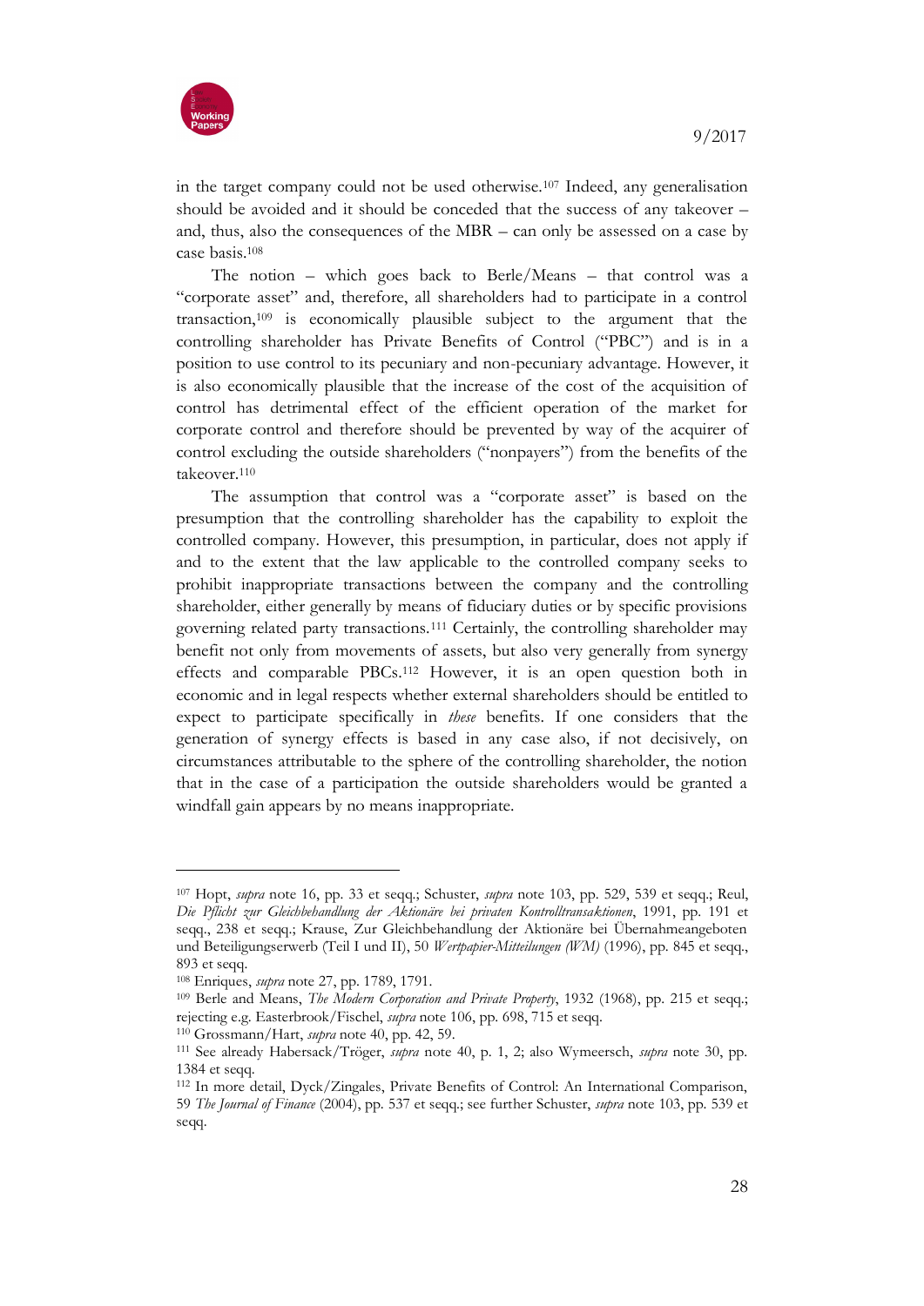in the target company could not be used otherwise.[107] Indeed, any generalisation should be avoided and it should be conceded that the success of any takeover – and, thus, also the consequences of the MBR – can only be assessed on a case by case basis.[108]

The notion – which goes back to Berle/Means – that control was a "corporate asset" and, therefore, all shareholders had to participate in a control transaction,[109] is economically plausible subject to the argument that the controlling shareholder has Private Benefits of Control ("PBC") and is in a position to use control to its pecuniary and non-pecuniary advantage. However, it is also economically plausible that the increase of the cost of the acquisition of control has detrimental effect of the efficient operation of the market for corporate control and therefore should be prevented by way of the acquirer of control excluding the outside shareholders ("nonpayers") from the benefits of the takeover.[110]

The assumption that control was a "corporate asset" is based on the presumption that the controlling shareholder has the capability to exploit the controlled company. However, this presumption, in particular, does not apply if and to the extent that the law applicable to the controlled company seeks to prohibit inappropriate transactions between the company and the controlling shareholder, either generally by means of fiduciary duties or by specific provisions governing related party transactions.[111] Certainly, the controlling shareholder may benefit not only from movements of assets, but also very generally from synergy effects and comparable PBCs.[112] However, it is an open question both in economic and in legal respects whether external shareholders should be entitled to expect to participate specifically in *these* benefits. If one considers that the generation of synergy effects is based in any case also, if not decisively, on circumstances attributable to the sphere of the controlling shareholder, the notion that in the case of a participation the outside shareholders would be granted a windfall gain appears by no means inappropriate.

---

[107] Hopt, *supra* note 16, pp. 33 et seqq.; Schuster, *supra* note 103, pp. 529, 539 et seqq.; Reul, *Die Pflicht zur Gleichbehandlung der Aktionäre bei privaten Kontrolltransaktionen*, 1991, pp. 191 et seqq., 238 et seqq.; Krause, Zur Gleichbehandlung der Aktionäre bei Übernahmeangeboten und Beteiligungserwerb (Teil I und II), 50 *Wertpapier-Mitteilungen (WM)* (1996), pp. 845 et seqq., 893 et seqq.

[108] Enriques, *supra* note 27, pp. 1789, 1791.

[109] Berle and Means, *The Modern Corporation and Private Property*, 1932 (1968), pp. 215 et seqq.; rejecting e.g. Easterbrook/Fischel, *supra* note 106, pp. 698, 715 et seqq.

[110] Grossmann/Hart, *supra* note 40, pp. 42, 59.

[111] See already Habersack/Tröger, *supra* note 40, p. 1, 2; also Wymeersch, *supra* note 30, pp. 1384 et seqq.

[112] In more detail, Dyck/Zingales, Private Benefits of Control: An International Comparison, 59 *The Journal of Finance* (2004), pp. 537 et seqq.; see further Schuster, *supra* note 103, pp. 539 et seqq.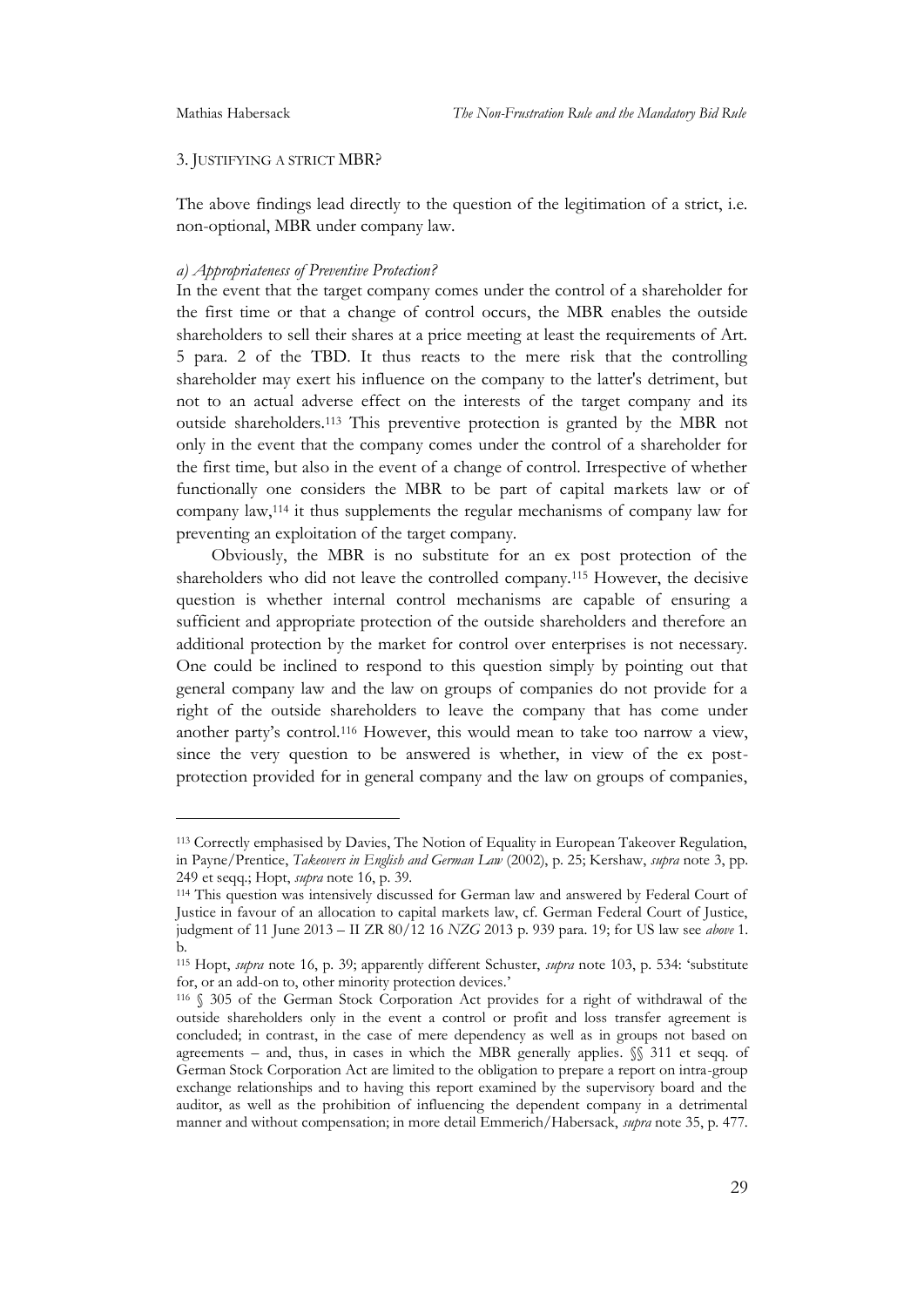### 3. Justifying a strict MBR?

The above findings lead directly to the question of the legitimation of a strict, i.e. non-optional, MBR under company law.

#### *a) Appropriateness of Preventive Protection?*

In the event that the target company comes under the control of a shareholder for the first time or that a change of control occurs, the MBR enables the outside shareholders to sell their shares at a price meeting at least the requirements of Art. 5 para. 2 of the TBD. It thus reacts to the mere risk that the controlling shareholder may exert his influence on the company to the latter's detriment, but not to an actual adverse effect on the interests of the target company and its outside shareholders.[113] This preventive protection is granted by the MBR not only in the event that the company comes under the control of a shareholder for the first time, but also in the event of a change of control. Irrespective of whether functionally one considers the MBR to be part of capital markets law or of company law,[114] it thus supplements the regular mechanisms of company law for preventing an exploitation of the target company.

Obviously, the MBR is no substitute for an ex post protection of the shareholders who did not leave the controlled company.[115] However, the decisive question is whether internal control mechanisms are capable of ensuring a sufficient and appropriate protection of the outside shareholders and therefore an additional protection by the market for control over enterprises is not necessary. One could be inclined to respond to this question simply by pointing out that general company law and the law on groups of companies do not provide for a right of the outside shareholders to leave the company that has come under another party's control.[116] However, this would mean to take too narrow a view, since the very question to be answered is whether, in view of the ex post-protection provided for in general company and the law on groups of companies,

---

[113] Correctly emphasised by Davies, The Notion of Equality in European Takeover Regulation, in Payne/Prentice, *Takeovers in English and German Law* (2002), p. 25; Kershaw, *supra* note 3, pp. 249 et seqq.; Hopt, *supra* note 16, p. 39.

[114] This question was intensively discussed for German law and answered by Federal Court of Justice in favour of an allocation to capital markets law, cf. German Federal Court of Justice, judgment of 11 June 2013 – II ZR 80/12 16 *NZG* 2013 p. 939 para. 19; for US law see *above* 1. b.

[115] Hopt, *supra* note 16, p. 39; apparently different Schuster, *supra* note 103, p. 534: 'substitute for, or an add-on to, other minority protection devices.'

[116] § 305 of the German Stock Corporation Act provides for a right of withdrawal of the outside shareholders only in the event a control or profit and loss transfer agreement is concluded; in contrast, in the case of mere dependency as well as in groups not based on agreements – and, thus, in cases in which the MBR generally applies. §§ 311 et seqq. of German Stock Corporation Act are limited to the obligation to prepare a report on intra-group exchange relationships and to having this report examined by the supervisory board and the auditor, as well as the prohibition of influencing the dependent company in a detrimental manner and without compensation; in more detail Emmerich/Habersack, *supra* note 35, p. 477.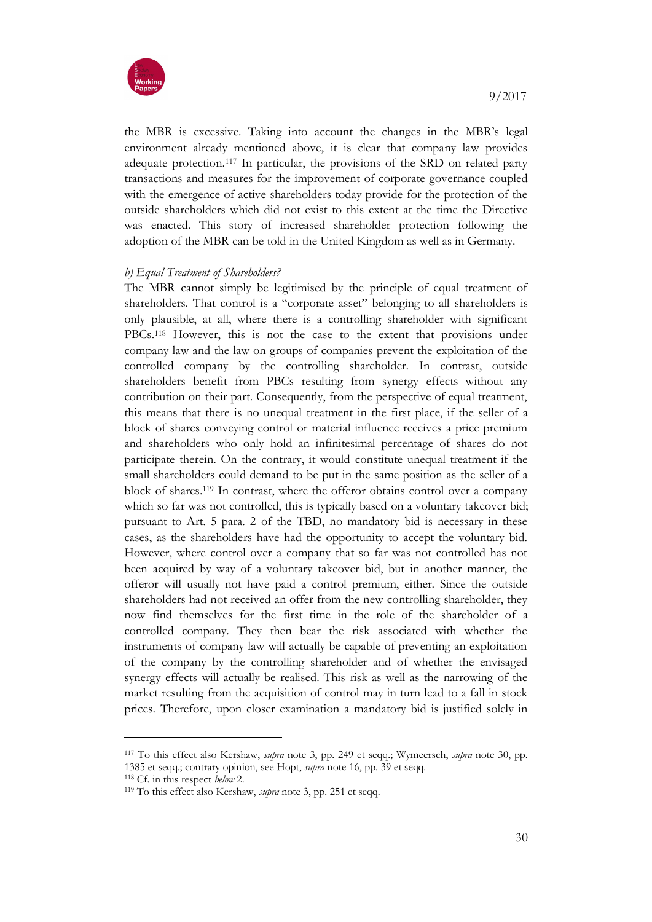the MBR is excessive. Taking into account the changes in the MBR's legal environment already mentioned above, it is clear that company law provides adequate protection.[117] In particular, the provisions of the SRD on related party transactions and measures for the improvement of corporate governance coupled with the emergence of active shareholders today provide for the protection of the outside shareholders which did not exist to this extent at the time the Directive was enacted. This story of increased shareholder protection following the adoption of the MBR can be told in the United Kingdom as well as in Germany.

*b) Equal Treatment of Shareholders?*

The MBR cannot simply be legitimised by the principle of equal treatment of shareholders. That control is a "corporate asset" belonging to all shareholders is only plausible, at all, where there is a controlling shareholder with significant PBCs.[118] However, this is not the case to the extent that provisions under company law and the law on groups of companies prevent the exploitation of the controlled company by the controlling shareholder. In contrast, outside shareholders benefit from PBCs resulting from synergy effects without any contribution on their part. Consequently, from the perspective of equal treatment, this means that there is no unequal treatment in the first place, if the seller of a block of shares conveying control or material influence receives a price premium and shareholders who only hold an infinitesimal percentage of shares do not participate therein. On the contrary, it would constitute unequal treatment if the small shareholders could demand to be put in the same position as the seller of a block of shares.[119] In contrast, where the offeror obtains control over a company which so far was not controlled, this is typically based on a voluntary takeover bid; pursuant to Art. 5 para. 2 of the TBD, no mandatory bid is necessary in these cases, as the shareholders have had the opportunity to accept the voluntary bid. However, where control over a company that so far was not controlled has not been acquired by way of a voluntary takeover bid, but in another manner, the offeror will usually not have paid a control premium, either. Since the outside shareholders had not received an offer from the new controlling shareholder, they now find themselves for the first time in the role of the shareholder of a controlled company. They then bear the risk associated with whether the instruments of company law will actually be capable of preventing an exploitation of the company by the controlling shareholder and of whether the envisaged synergy effects will actually be realised. This risk as well as the narrowing of the market resulting from the acquisition of control may in turn lead to a fall in stock prices. Therefore, upon closer examination a mandatory bid is justified solely in

---

[117] To this effect also Kershaw, *supra* note 3, pp. 249 et seqq.; Wymeersch, *supra* note 30, pp. 1385 et seqq.; contrary opinion, see Hopt, *supra* note 16, pp. 39 et seqq.

[118] Cf. in this respect *below* 2.

[119] To this effect also Kershaw, *supra* note 3, pp. 251 et seqq.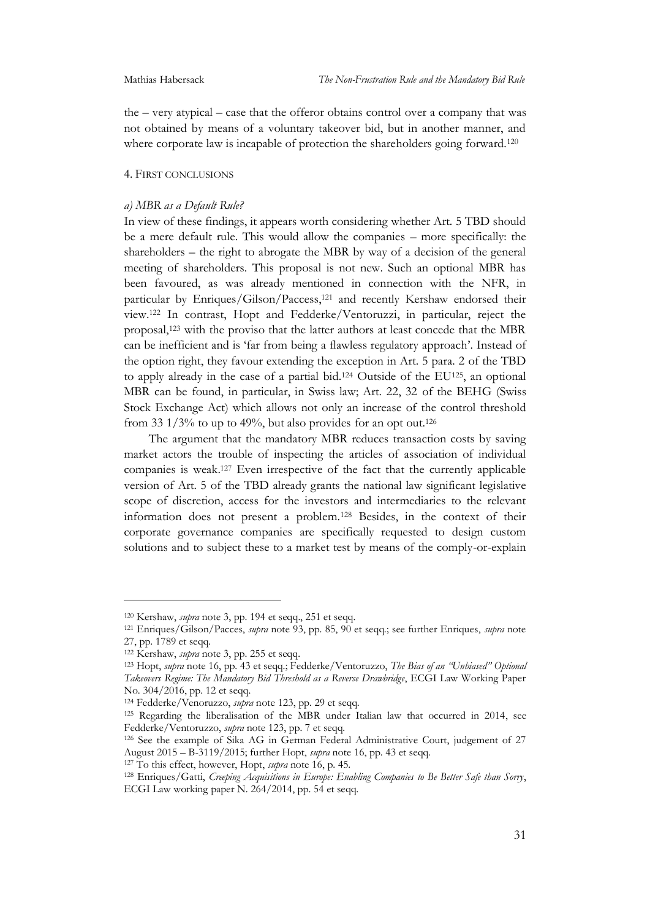the – very atypical – case that the offeror obtains control over a company that was not obtained by means of a voluntary takeover bid, but in another manner, and where corporate law is incapable of protection the shareholders going forward.[120]

## 4. FIRST CONCLUSIONS

### *a) MBR as a Default Rule?*

In view of these findings, it appears worth considering whether Art. 5 TBD should be a mere default rule. This would allow the companies – more specifically: the shareholders – the right to abrogate the MBR by way of a decision of the general meeting of shareholders. This proposal is not new. Such an optional MBR has been favoured, as was already mentioned in connection with the NFR, in particular by Enriques/Gilson/Paccess,[121] and recently Kershaw endorsed their view.[122] In contrast, Hopt and Fedderke/Ventoruzzi, in particular, reject the proposal,[123] with the proviso that the latter authors at least concede that the MBR can be inefficient and is 'far from being a flawless regulatory approach'. Instead of the option right, they favour extending the exception in Art. 5 para. 2 of the TBD to apply already in the case of a partial bid.[124] Outside of the EU[125], an optional MBR can be found, in particular, in Swiss law; Art. 22, 32 of the BEHG (Swiss Stock Exchange Act) which allows not only an increase of the control threshold from 33 1/3% to up to 49%, but also provides for an opt out.[126]

The argument that the mandatory MBR reduces transaction costs by saving market actors the trouble of inspecting the articles of association of individual companies is weak.[127] Even irrespective of the fact that the currently applicable version of Art. 5 of the TBD already grants the national law significant legislative scope of discretion, access for the investors and intermediaries to the relevant information does not present a problem.[128] Besides, in the context of their corporate governance companies are specifically requested to design custom solutions and to subject these to a market test by means of the comply-or-explain

---

[120] Kershaw, *supra* note 3, pp. 194 et seqq., 251 et seqq.

[121] Enriques/Gilson/Pacces, *supra* note 93, pp. 85, 90 et seqq.; see further Enriques, *supra* note 27, pp. 1789 et seqq.

[122] Kershaw, *supra* note 3, pp. 255 et seqq.

[123] Hopt, *supra* note 16, pp. 43 et seqq.; Fedderke/Ventoruzzo, *The Bias of an "Unbiased" Optional Takeovers Regime: The Mandatory Bid Threshold as a Reverse Drawbridge*, ECGI Law Working Paper No. 304/2016, pp. 12 et seqq.

[124] Fedderke/Venoruzzo, *supra* note 123, pp. 29 et seqq.

[125] Regarding the liberalisation of the MBR under Italian law that occurred in 2014, see Fedderke/Ventoruzzo, *supra* note 123, pp. 7 et seqq.

[126] See the example of Sika AG in German Federal Administrative Court, judgement of 27 August 2015 – B-3119/2015; further Hopt, *supra* note 16, pp. 43 et seqq.

[127] To this effect, however, Hopt, *supra* note 16, p. 45.

[128] Enriques/Gatti, *Creeping Acquisitions in Europe: Enabling Companies to Be Better Safe than Sorry*, ECGI Law working paper N. 264/2014, pp. 54 et seqq.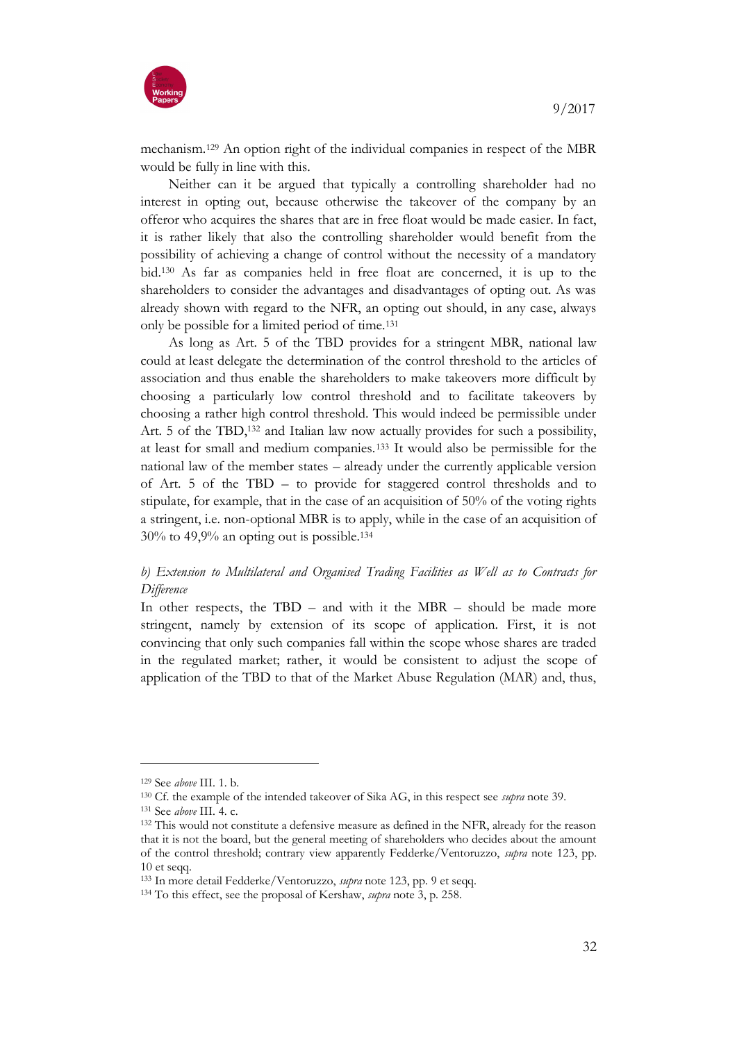mechanism.[129] An option right of the individual companies in respect of the MBR would be fully in line with this.

Neither can it be argued that typically a controlling shareholder had no interest in opting out, because otherwise the takeover of the company by an offeror who acquires the shares that are in free float would be made easier. In fact, it is rather likely that also the controlling shareholder would benefit from the possibility of achieving a change of control without the necessity of a mandatory bid.[130] As far as companies held in free float are concerned, it is up to the shareholders to consider the advantages and disadvantages of opting out. As was already shown with regard to the NFR, an opting out should, in any case, always only be possible for a limited period of time.[131]

As long as Art. 5 of the TBD provides for a stringent MBR, national law could at least delegate the determination of the control threshold to the articles of association and thus enable the shareholders to make takeovers more difficult by choosing a particularly low control threshold and to facilitate takeovers by choosing a rather high control threshold. This would indeed be permissible under Art. 5 of the TBD,[132] and Italian law now actually provides for such a possibility, at least for small and medium companies.[133] It would also be permissible for the national law of the member states – already under the currently applicable version of Art. 5 of the TBD – to provide for staggered control thresholds and to stipulate, for example, that in the case of an acquisition of 50% of the voting rights a stringent, i.e. non-optional MBR is to apply, while in the case of an acquisition of 30% to 49,9% an opting out is possible.[134]

*b) Extension to Multilateral and Organised Trading Facilities as Well as to Contracts for Difference*

In other respects, the TBD – and with it the MBR – should be made more stringent, namely by extension of its scope of application. First, it is not convincing that only such companies fall within the scope whose shares are traded in the regulated market; rather, it would be consistent to adjust the scope of application of the TBD to that of the Market Abuse Regulation (MAR) and, thus,

---

[129] See *above* III. 1. b.

[130] Cf. the example of the intended takeover of Sika AG, in this respect see *supra* note 39.

[131] See *above* III. 4. c.

[132] This would not constitute a defensive measure as defined in the NFR, already for the reason that it is not the board, but the general meeting of shareholders who decides about the amount of the control threshold; contrary view apparently Fedderke/Ventoruzzo, *supra* note 123, pp. 10 et seqq.

[133] In more detail Fedderke/Ventoruzzo, *supra* note 123, pp. 9 et seqq.

[134] To this effect, see the proposal of Kershaw, *supra* note 3, p. 258.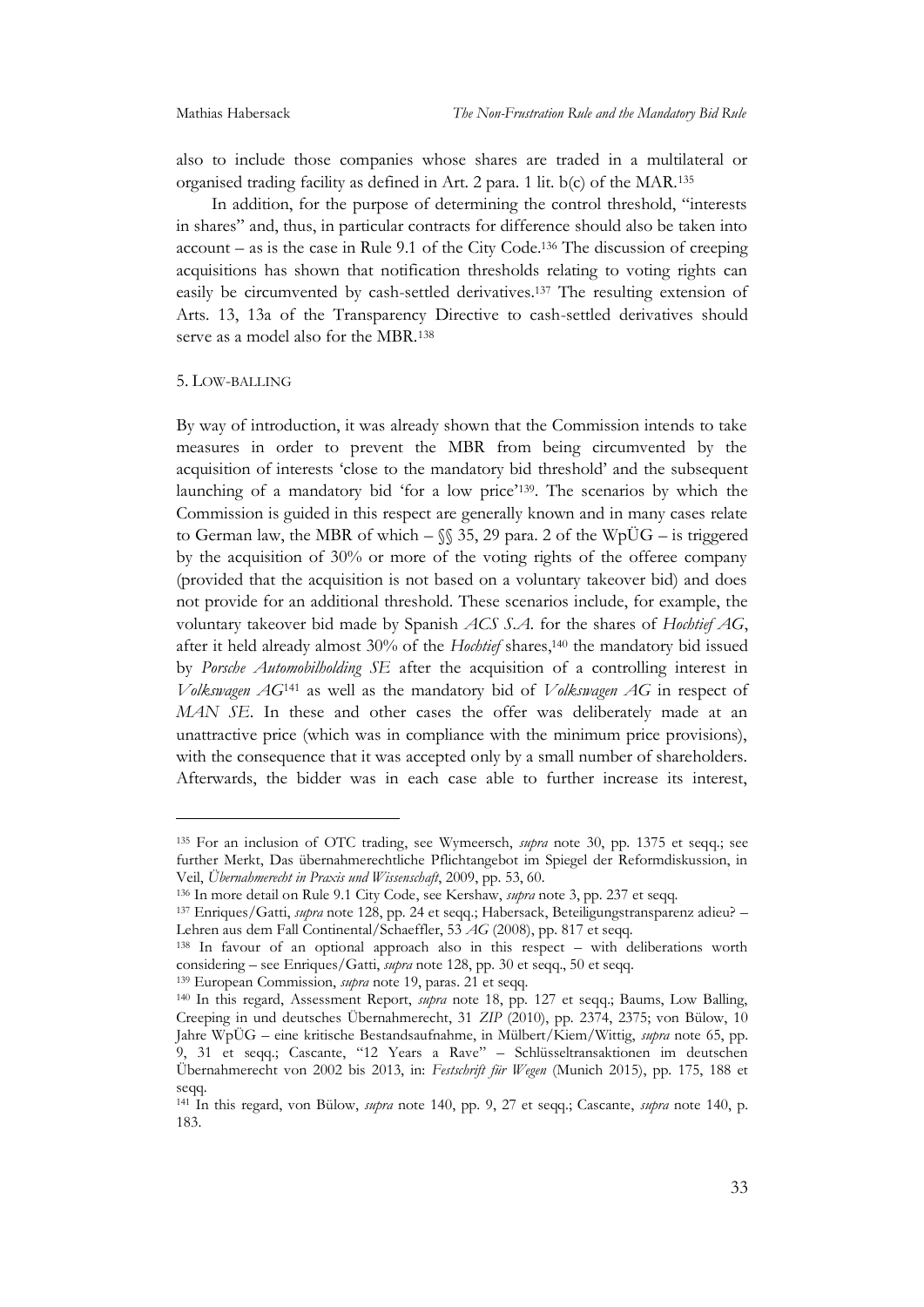also to include those companies whose shares are traded in a multilateral or organised trading facility as defined in Art. 2 para. 1 lit. b(c) of the MAR.[135]

In addition, for the purpose of determining the control threshold, "interests in shares" and, thus, in particular contracts for difference should also be taken into account – as is the case in Rule 9.1 of the City Code.[136] The discussion of creeping acquisitions has shown that notification thresholds relating to voting rights can easily be circumvented by cash-settled derivatives.[137] The resulting extension of Arts. 13, 13a of the Transparency Directive to cash-settled derivatives should serve as a model also for the MBR.[138]

## 5. Low-balling

By way of introduction, it was already shown that the Commission intends to take measures in order to prevent the MBR from being circumvented by the acquisition of interests 'close to the mandatory bid threshold' and the subsequent launching of a mandatory bid 'for a low price'[139]. The scenarios by which the Commission is guided in this respect are generally known and in many cases relate to German law, the MBR of which – §§ 35, 29 para. 2 of the WpÜG – is triggered by the acquisition of 30% or more of the voting rights of the offeree company (provided that the acquisition is not based on a voluntary takeover bid) and does not provide for an additional threshold. These scenarios include, for example, the voluntary takeover bid made by Spanish *ACS S.A.* for the shares of *Hochtief AG*, after it held already almost 30% of the *Hochtief* shares,[140] the mandatory bid issued by *Porsche Automobilholding SE* after the acquisition of a controlling interest in *Volkswagen AG*[141] as well as the mandatory bid of *Volkswagen AG* in respect of *MAN SE*. In these and other cases the offer was deliberately made at an unattractive price (which was in compliance with the minimum price provisions), with the consequence that it was accepted only by a small number of shareholders. Afterwards, the bidder was in each case able to further increase its interest,

---

[135] For an inclusion of OTC trading, see Wymeersch, *supra* note 30, pp. 1375 et seqq.; see further Merkt, Das übernahmerechtliche Pflichtangebot im Spiegel der Reformdiskussion, in Veil, *Übernahmerecht in Praxis und Wissenschaft*, 2009, pp. 53, 60.

[136] In more detail on Rule 9.1 City Code, see Kershaw, *supra* note 3, pp. 237 et seqq.

[137] Enriques/Gatti, *supra* note 128, pp. 24 et seqq.; Habersack, Beteiligungstransparenz adieu? – Lehren aus dem Fall Continental/Schaeffler, 53 *AG* (2008), pp. 817 et seqq.

[138] In favour of an optional approach also in this respect – with deliberations worth considering – see Enriques/Gatti, *supra* note 128, pp. 30 et seqq., 50 et seqq.

[139] European Commission, *supra* note 19, paras. 21 et seqq.

[140] In this regard, Assessment Report, *supra* note 18, pp. 127 et seqq.; Baums, Low Balling, Creeping in und deutsches Übernahmerecht, 31 *ZIP* (2010), pp. 2374, 2375; von Bülow, 10 Jahre WpÜG – eine kritische Bestandsaufnahme, in Mülbert/Kiem/Wittig, *supra* note 65, pp. 9, 31 et seqq.; Cascante, "12 Years a Rave" – Schlüsseltransaktionen im deutschen Übernahmerecht von 2002 bis 2013, in: *Festschrift für Wegen* (Munich 2015), pp. 175, 188 et seqq.

[141] In this regard, von Bülow, *supra* note 140, pp. 9, 27 et seqq.; Cascante, *supra* note 140, p. 183.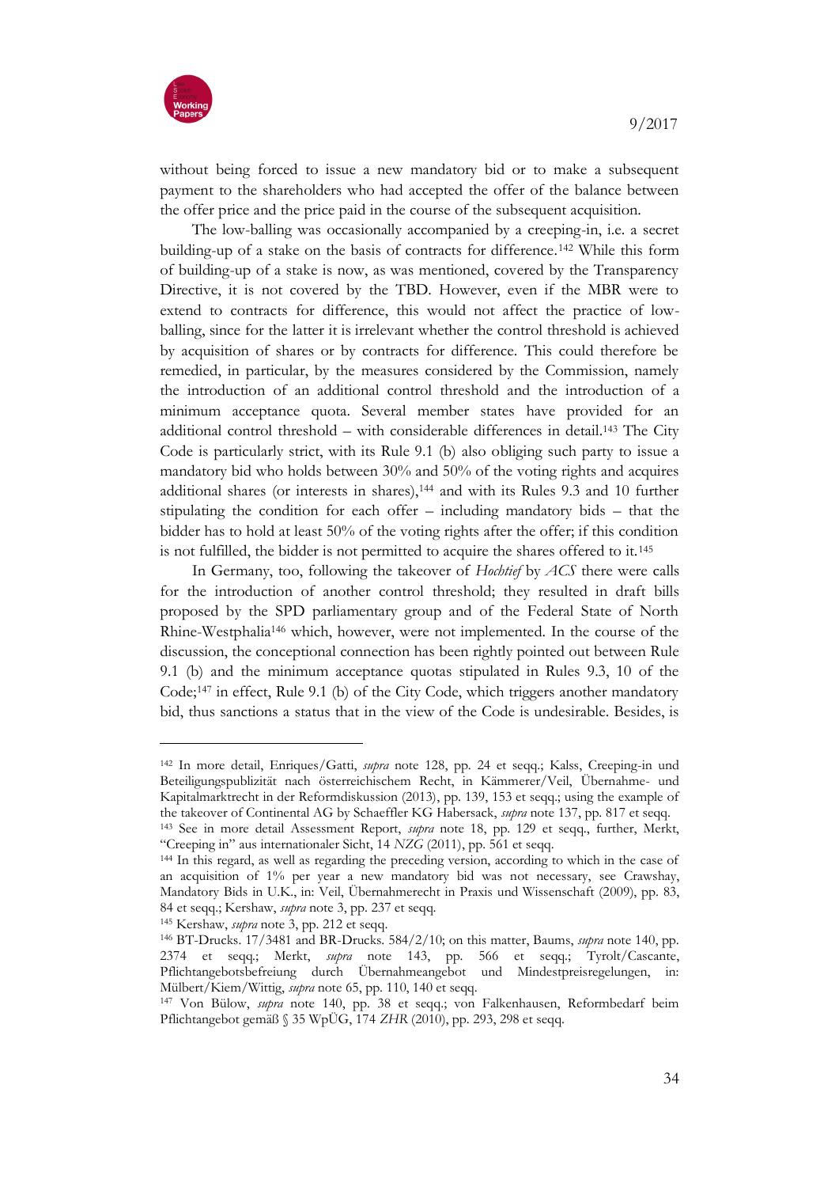without being forced to issue a new mandatory bid or to make a subsequent payment to the shareholders who had accepted the offer of the balance between the offer price and the price paid in the course of the subsequent acquisition.

The low-balling was occasionally accompanied by a creeping-in, i.e. a secret building-up of a stake on the basis of contracts for difference.[142] While this form of building-up of a stake is now, as was mentioned, covered by the Transparency Directive, it is not covered by the TBD. However, even if the MBR were to extend to contracts for difference, this would not affect the practice of low-balling, since for the latter it is irrelevant whether the control threshold is achieved by acquisition of shares or by contracts for difference. This could therefore be remedied, in particular, by the measures considered by the Commission, namely the introduction of an additional control threshold and the introduction of a minimum acceptance quota. Several member states have provided for an additional control threshold – with considerable differences in detail.[143] The City Code is particularly strict, with its Rule 9.1 (b) also obliging such party to issue a mandatory bid who holds between 30% and 50% of the voting rights and acquires additional shares (or interests in shares),[144] and with its Rules 9.3 and 10 further stipulating the condition for each offer – including mandatory bids – that the bidder has to hold at least 50% of the voting rights after the offer; if this condition is not fulfilled, the bidder is not permitted to acquire the shares offered to it.[145]

In Germany, too, following the takeover of *Hochtief* by *ACS* there were calls for the introduction of another control threshold; they resulted in draft bills proposed by the SPD parliamentary group and of the Federal State of North Rhine-Westphalia[146] which, however, were not implemented. In the course of the discussion, the conceptional connection has been rightly pointed out between Rule 9.1 (b) and the minimum acceptance quotas stipulated in Rules 9.3, 10 of the Code;[147] in effect, Rule 9.1 (b) of the City Code, which triggers another mandatory bid, thus sanctions a status that in the view of the Code is undesirable. Besides, is

---

[142] In more detail, Enriques/Gatti, *supra* note 128, pp. 24 et seqq.; Kalss, Creeping-in und Beteiligungspublizität nach österreichischem Recht, in Kämmerer/Veil, Übernahme- und Kapitalmarktrecht in der Reformdiskussion (2013), pp. 139, 153 et seqq.; using the example of the takeover of Continental AG by Schaeffler KG Habersack, *supra* note 137, pp. 817 et seqq.

[143] See in more detail Assessment Report, *supra* note 18, pp. 129 et seqq., further, Merkt, "Creeping in" aus internationaler Sicht, 14 *NZG* (2011), pp. 561 et seqq.

[144] In this regard, as well as regarding the preceding version, according to which in the case of an acquisition of 1% per year a new mandatory bid was not necessary, see Crawshay, Mandatory Bids in U.K., in: Veil, Übernahmerecht in Praxis und Wissenschaft (2009), pp. 83, 84 et seqq.; Kershaw, *supra* note 3, pp. 237 et seqq.

[145] Kershaw, *supra* note 3, pp. 212 et seqq.

[146] BT-Drucks. 17/3481 and BR-Drucks. 584/2/10; on this matter, Baums, *supra* note 140, pp. 2374 et seqq.; Merkt, *supra* note 143, pp. 566 et seqq.; Tyrolt/Cascante, Pflichtangebotsbefreiung durch Übernahmeangebot und Mindestpreisregelungen, in: Mülbert/Kiem/Wittig, *supra* note 65, pp. 110, 140 et seqq.

[147] Von Bülow, *supra* note 140, pp. 38 et seqq.; von Falkenhausen, Reformbedarf beim Pflichtangebot gemäß § 35 WpÜG, 174 *ZHR* (2010), pp. 293, 298 et seqq.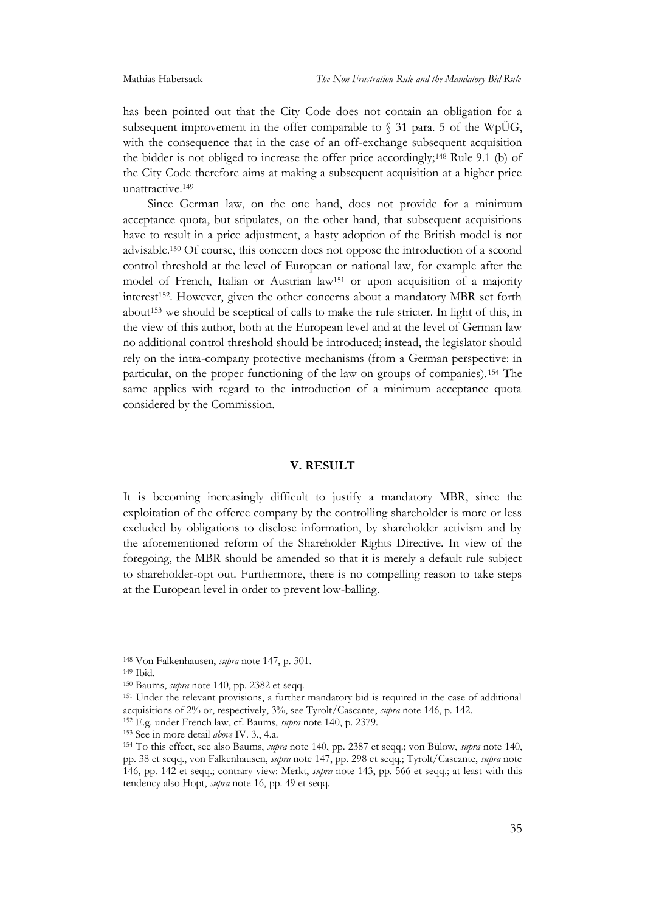has been pointed out that the City Code does not contain an obligation for a subsequent improvement in the offer comparable to § 31 para. 5 of the WpÜG, with the consequence that in the case of an off-exchange subsequent acquisition the bidder is not obliged to increase the offer price accordingly;[148] Rule 9.1 (b) of the City Code therefore aims at making a subsequent acquisition at a higher price unattractive.[149]

Since German law, on the one hand, does not provide for a minimum acceptance quota, but stipulates, on the other hand, that subsequent acquisitions have to result in a price adjustment, a hasty adoption of the British model is not advisable.[150] Of course, this concern does not oppose the introduction of a second control threshold at the level of European or national law, for example after the model of French, Italian or Austrian law[151] or upon acquisition of a majority interest[152]. However, given the other concerns about a mandatory MBR set forth about[153] we should be sceptical of calls to make the rule stricter. In light of this, in the view of this author, both at the European level and at the level of German law no additional control threshold should be introduced; instead, the legislator should rely on the intra-company protective mechanisms (from a German perspective: in particular, on the proper functioning of the law on groups of companies).[154] The same applies with regard to the introduction of a minimum acceptance quota considered by the Commission.

## V. RESULT

It is becoming increasingly difficult to justify a mandatory MBR, since the exploitation of the offeree company by the controlling shareholder is more or less excluded by obligations to disclose information, by shareholder activism and by the aforementioned reform of the Shareholder Rights Directive. In view of the foregoing, the MBR should be amended so that it is merely a default rule subject to shareholder-opt out. Furthermore, there is no compelling reason to take steps at the European level in order to prevent low-balling.

---

[148] Von Falkenhausen, *supra* note 147, p. 301.

[149] Ibid.

[150] Baums, *supra* note 140, pp. 2382 et seqq.

[151] Under the relevant provisions, a further mandatory bid is required in the case of additional acquisitions of 2% or, respectively, 3%, see Tyrolt/Cascante, *supra* note 146, p. 142.

[152] E.g. under French law, cf. Baums, *supra* note 140, p. 2379.

[153] See in more detail *above* IV. 3., 4.a.

[154] To this effect, see also Baums, *supra* note 140, pp. 2387 et seqq.; von Bülow, *supra* note 140, pp. 38 et seqq., von Falkenhausen, *supra* note 147, pp. 298 et seqq.; Tyrolt/Cascante, *supra* note 146, pp. 142 et seqq.; contrary view: Merkt, *supra* note 143, pp. 566 et seqq.; at least with this tendency also Hopt, *supra* note 16, pp. 49 et seqq.